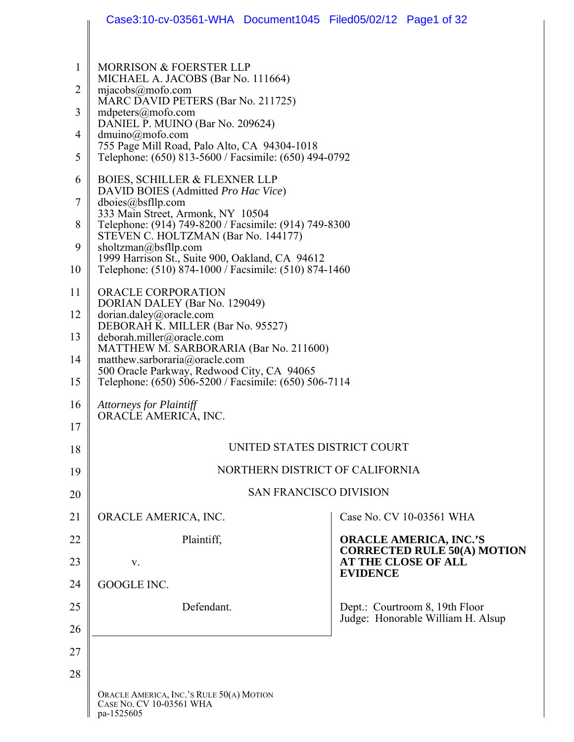MORRISON & FOERSTER LLP
MICHAEL A. JACOBS (Bar No. 111664)
mjacobs@mofo.com
MARC DAVID PETERS (Bar No. 211725)
mdpeters@mofo.com
DANIEL P. MUINO (Bar No. 209624)
dmuino@mofo.com
755 Page Mill Road, Palo Alto, CA 94304-1018
Telephone: (650) 813-5600 / Facsimile: (650) 494-0792

BOIES, SCHILLER & FLEXNER LLP
DAVID BOIES (Admitted *Pro Hac Vice*)
dboies@bsfllp.com
333 Main Street, Armonk, NY 10504
Telephone: (914) 749-8200 / Facsimile: (914) 749-8300
STEVEN C. HOLTZMAN (Bar No. 144177)
sholtzman@bsfllp.com
1999 Harrison St., Suite 900, Oakland, CA 94612
Telephone: (510) 874-1000 / Facsimile: (510) 874-1460

ORACLE CORPORATION
DORIAN DALEY (Bar No. 129049)
dorian.daley@oracle.com
DEBORAH K. MILLER (Bar No. 95527)
deborah.miller@oracle.com
MATTHEW M. SARBORARIA (Bar No. 211600)
matthew.sarboraria@oracle.com
500 Oracle Parkway, Redwood City, CA 94065
Telephone: (650) 506-5200 / Facsimile: (650) 506-7114

*Attorneys for Plaintiff*
ORACLE AMERICA, INC.

UNITED STATES DISTRICT COURT

NORTHERN DISTRICT OF CALIFORNIA

SAN FRANCISCO DIVISION

ORACLE AMERICA, INC.

Plaintiff,

v.

GOOGLE INC.

Defendant.

Case No. CV 10-03561 WHA

**ORACLE AMERICA, INC.'S CORRECTED RULE 50(A) MOTION AT THE CLOSE OF ALL EVIDENCE**

Dept.: Courtroom 8, 19th Floor
Judge: Honorable William H. Alsup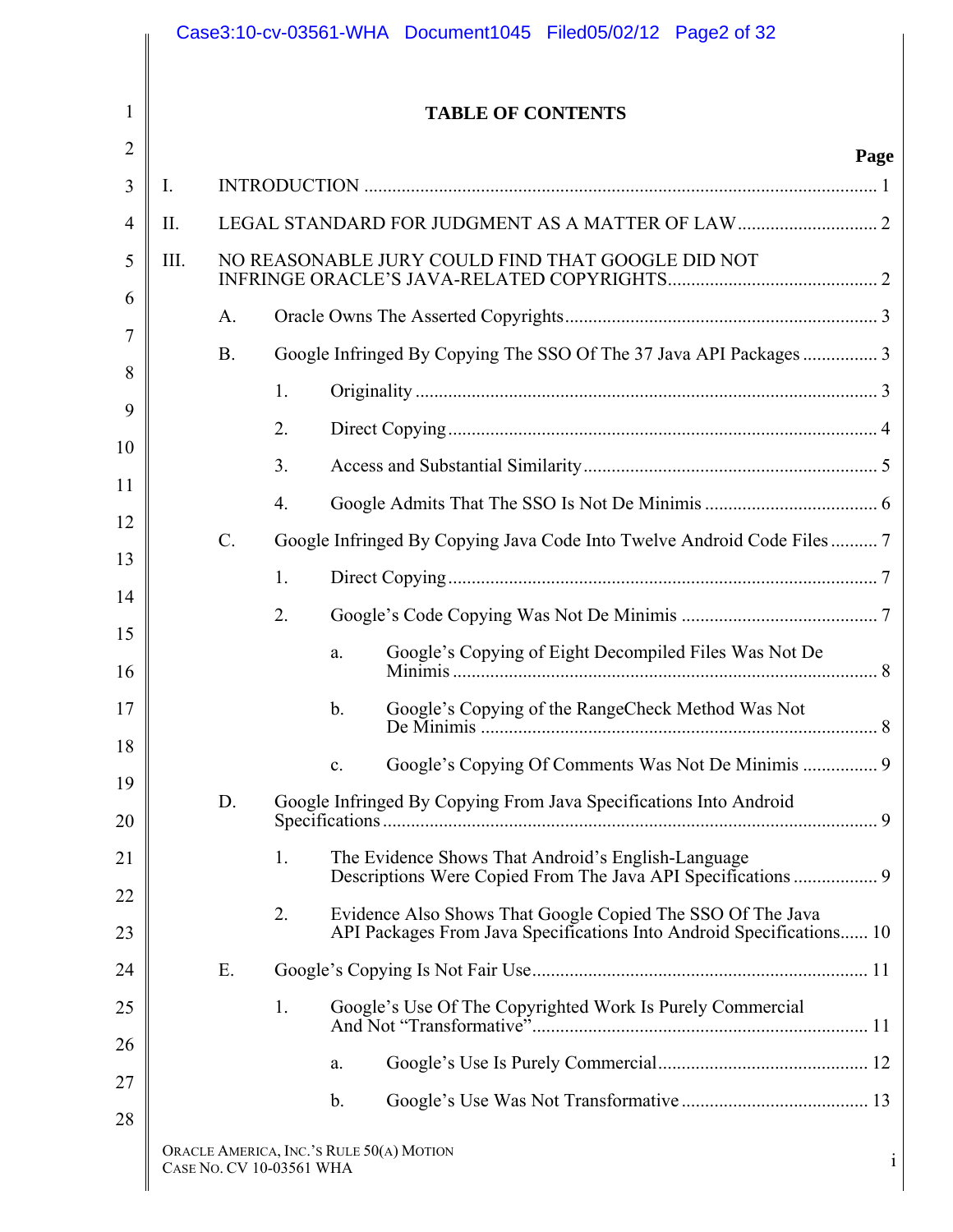# TABLE OF CONTENTS

**Page**

I. INTRODUCTION .......... 1

II. LEGAL STANDARD FOR JUDGMENT AS A MATTER OF LAW .......... 2

III. NO REASONABLE JURY COULD FIND THAT GOOGLE DID NOT INFRINGE ORACLE'S JAVA-RELATED COPYRIGHTS .......... 2

- A. Oracle Owns The Asserted Copyrights .......... 3
- B. Google Infringed By Copying The SSO Of The 37 Java API Packages .......... 3
  - 1. Originality .......... 3
  - 2. Direct Copying .......... 4
  - 3. Access and Substantial Similarity .......... 5
  - 4. Google Admits That The SSO Is Not De Minimis .......... 6
- C. Google Infringed By Copying Java Code Into Twelve Android Code Files .......... 7
  - 1. Direct Copying .......... 7
  - 2. Google's Code Copying Was Not De Minimis .......... 7
    - a. Google's Copying of Eight Decompiled Files Was Not De Minimis .......... 8
    - b. Google's Copying of the RangeCheck Method Was Not De Minimis .......... 8
    - c. Google's Copying Of Comments Was Not De Minimis .......... 9
- D. Google Infringed By Copying From Java Specifications Into Android Specifications .......... 9
  - 1. The Evidence Shows That Android's English-Language Descriptions Were Copied From The Java API Specifications .......... 9
  - 2. Evidence Also Shows That Google Copied The SSO Of The Java API Packages From Java Specifications Into Android Specifications .......... 10
- E. Google's Copying Is Not Fair Use .......... 11
  - 1. Google's Use Of The Copyrighted Work Is Purely Commercial And Not "Transformative" .......... 11
    - a. Google's Use Is Purely Commercial .......... 12
    - b. Google's Use Was Not Transformative .......... 13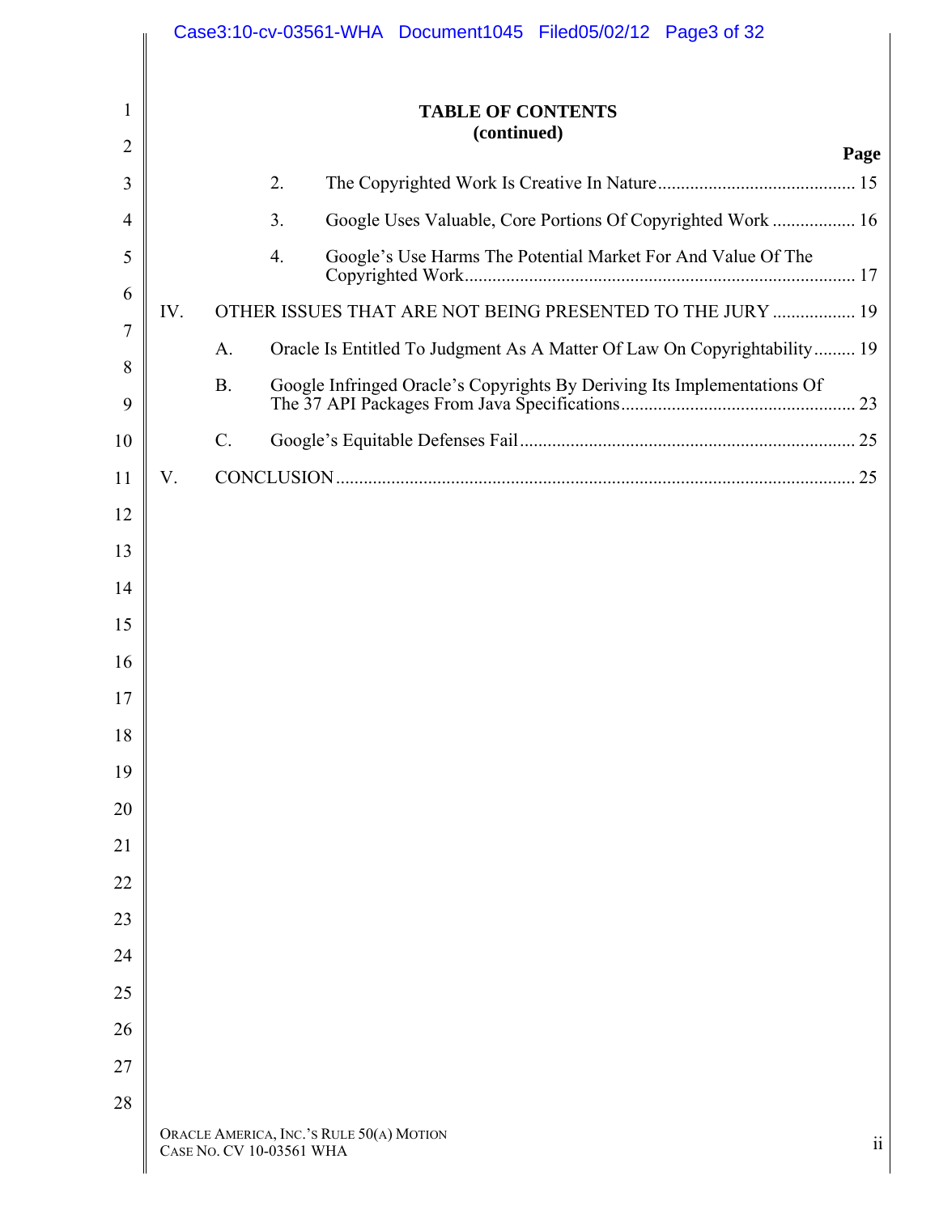**TABLE OF CONTENTS**
**(continued)**

| | | | | Page |
|---|---|---|---|---|
| | | 2. | The Copyrighted Work Is Creative In Nature | 15 |
| | | 3. | Google Uses Valuable, Core Portions Of Copyrighted Work | 16 |
| | | 4. | Google's Use Harms The Potential Market For And Value Of The Copyrighted Work | 17 |
| IV. | OTHER ISSUES THAT ARE NOT BEING PRESENTED TO THE JURY | | | 19 |
| | A. | Oracle Is Entitled To Judgment As A Matter Of Law On Copyrightability | | 19 |
| | B. | Google Infringed Oracle's Copyrights By Deriving Its Implementations Of The 37 API Packages From Java Specifications | | 23 |
| | C. | Google's Equitable Defenses Fail | | 25 |
| V. | CONCLUSION | | | 25 |

ORACLE AMERICA, INC.'S RULE 50(A) MOTION
CASE NO. CV 10-03561 WHA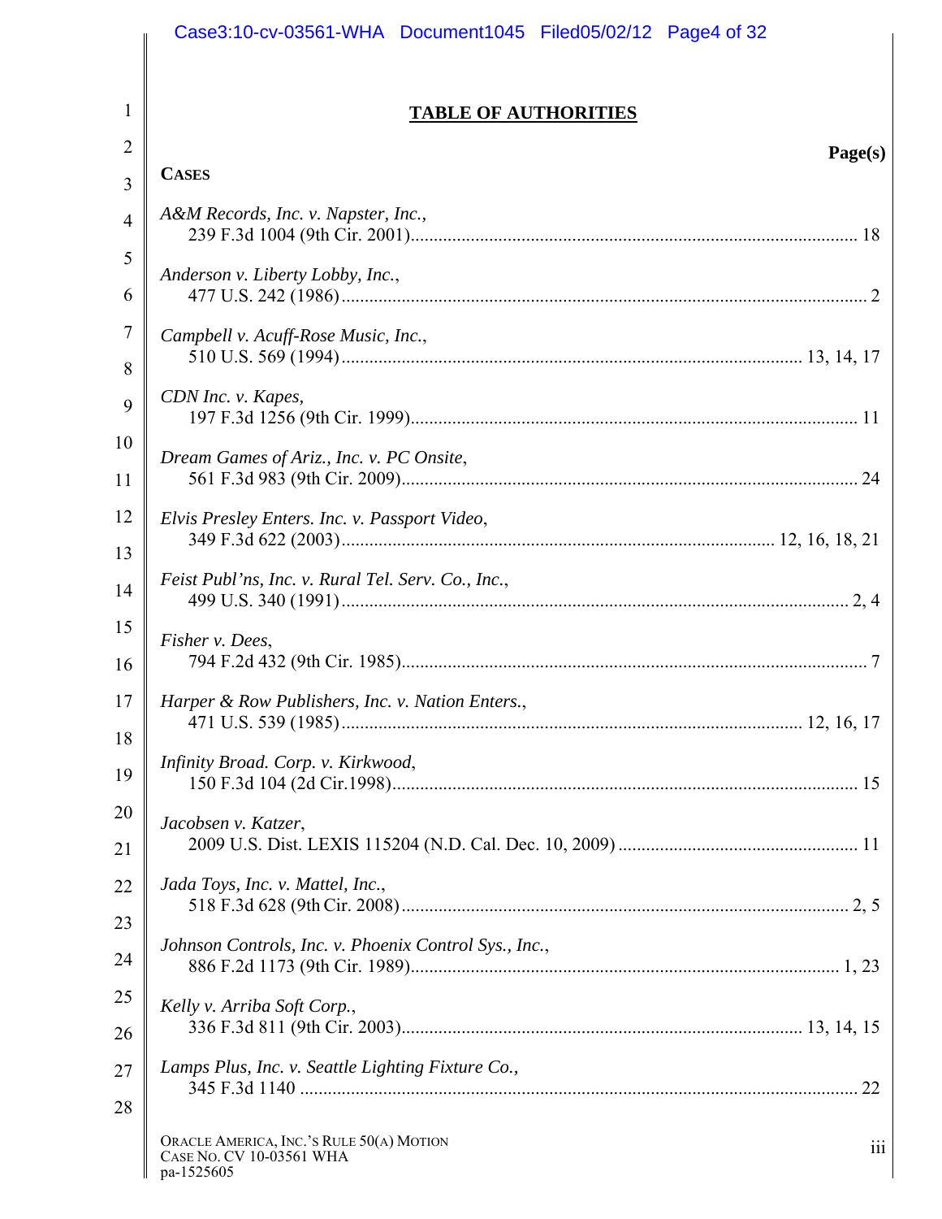## TABLE OF AUTHORITIES

**Page(s)**

**CASES**

*A&M Records, Inc. v. Napster, Inc.*,
239 F.3d 1004 (9th Cir. 2001) ... 18

*Anderson v. Liberty Lobby, Inc.*,
477 U.S. 242 (1986) ... 2

*Campbell v. Acuff-Rose Music, Inc.*,
510 U.S. 569 (1994) ... 13, 14, 17

*CDN Inc. v. Kapes,*
197 F.3d 1256 (9th Cir. 1999) ... 11

*Dream Games of Ariz., Inc. v. PC Onsite*,
561 F.3d 983 (9th Cir. 2009) ... 24

*Elvis Presley Enters. Inc. v. Passport Video*,
349 F.3d 622 (2003) ... 12, 16, 18, 21

*Feist Publ'ns, Inc. v. Rural Tel. Serv. Co., Inc.*,
499 U.S. 340 (1991) ... 2, 4

*Fisher v. Dees*,
794 F.2d 432 (9th Cir. 1985) ... 7

*Harper & Row Publishers, Inc. v. Nation Enters.*,
471 U.S. 539 (1985) ... 12, 16, 17

*Infinity Broad. Corp. v. Kirkwood*,
150 F.3d 104 (2d Cir.1998) ... 15

*Jacobsen v. Katzer*,
2009 U.S. Dist. LEXIS 115204 (N.D. Cal. Dec. 10, 2009) ... 11

*Jada Toys, Inc. v. Mattel, Inc.*,
518 F.3d 628 (9th Cir. 2008) ... 2, 5

*Johnson Controls, Inc. v. Phoenix Control Sys., Inc.*,
886 F.2d 1173 (9th Cir. 1989) ... 1, 23

*Kelly v. Arriba Soft Corp.*,
336 F.3d 811 (9th Cir. 2003) ... 13, 14, 15

*Lamps Plus, Inc. v. Seattle Lighting Fixture Co.,*
345 F.3d 1140 ... 22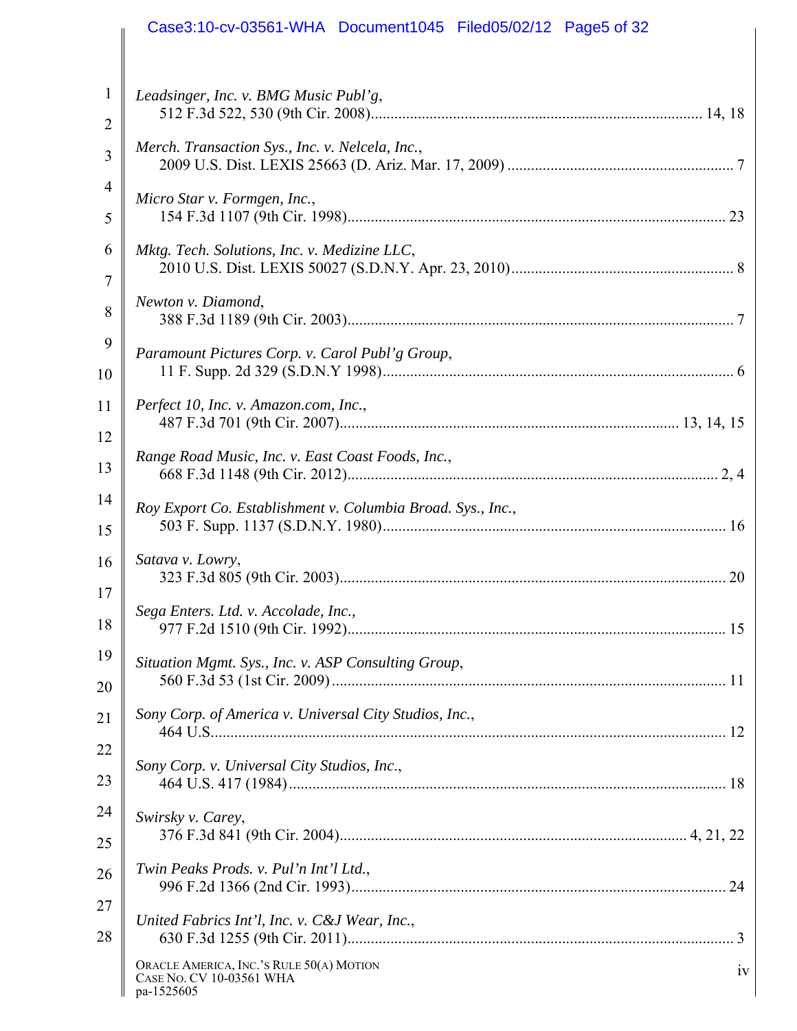*Leadsinger, Inc. v. BMG Music Publ'g*,
512 F.3d 522, 530 (9th Cir. 2008)........................................................................ 14, 18

*Merch. Transaction Sys., Inc. v. Nelcela, Inc.*,
2009 U.S. Dist. LEXIS 25663 (D. Ariz. Mar. 17, 2009) ........................................................... 7

*Micro Star v. Formgen, Inc.*,
154 F.3d 1107 (9th Cir. 1998)................................................................................................ 23

*Mktg. Tech. Solutions, Inc. v. Medizine LLC*,
2010 U.S. Dist. LEXIS 50027 (S.D.N.Y. Apr. 23, 2010)........................................................... 8

*Newton v. Diamond*,
388 F.3d 1189 (9th Cir. 2003).................................................................................................. 7

*Paramount Pictures Corp. v. Carol Publ'g Group*,
11 F. Supp. 2d 329 (S.D.N.Y 1998).......................................................................................... 6

*Perfect 10, Inc. v. Amazon.com, Inc.*,
487 F.3d 701 (9th Cir. 2007)...................................................................................... 13, 14, 15

*Range Road Music, Inc. v. East Coast Foods, Inc.*,
668 F.3d 1148 (9th Cir. 2012)............................................................................................. 2, 4

*Roy Export Co. Establishment v. Columbia Broad. Sys., Inc.*,
503 F. Supp. 1137 (S.D.N.Y. 1980)........................................................................................ 16

*Satava v. Lowry*,
323 F.3d 805 (9th Cir. 2003).................................................................................................. 20

*Sega Enters. Ltd. v. Accolade, Inc.*,
977 F.2d 1510 (9th Cir. 1992)................................................................................................ 15

*Situation Mgmt. Sys., Inc. v. ASP Consulting Group*,
560 F.3d 53 (1st Cir. 2009).................................................................................................... 11

*Sony Corp. of America v. Universal City Studios, Inc.*,
464 U.S.................................................................................................................................. 12

*Sony Corp. v. Universal City Studios, Inc.*,
464 U.S. 417 (1984)............................................................................................................... 18

*Swirsky v. Carey*,
376 F.3d 841 (9th Cir. 2004)........................................................................................ 4, 21, 22

*Twin Peaks Prods. v. Pul'n Int'l Ltd.*,
996 F.2d 1366 (2nd Cir. 1993)................................................................................................ 24

*United Fabrics Int'l, Inc. v. C&J Wear, Inc.*,
630 F.3d 1255 (9th Cir. 2011).................................................................................................. 3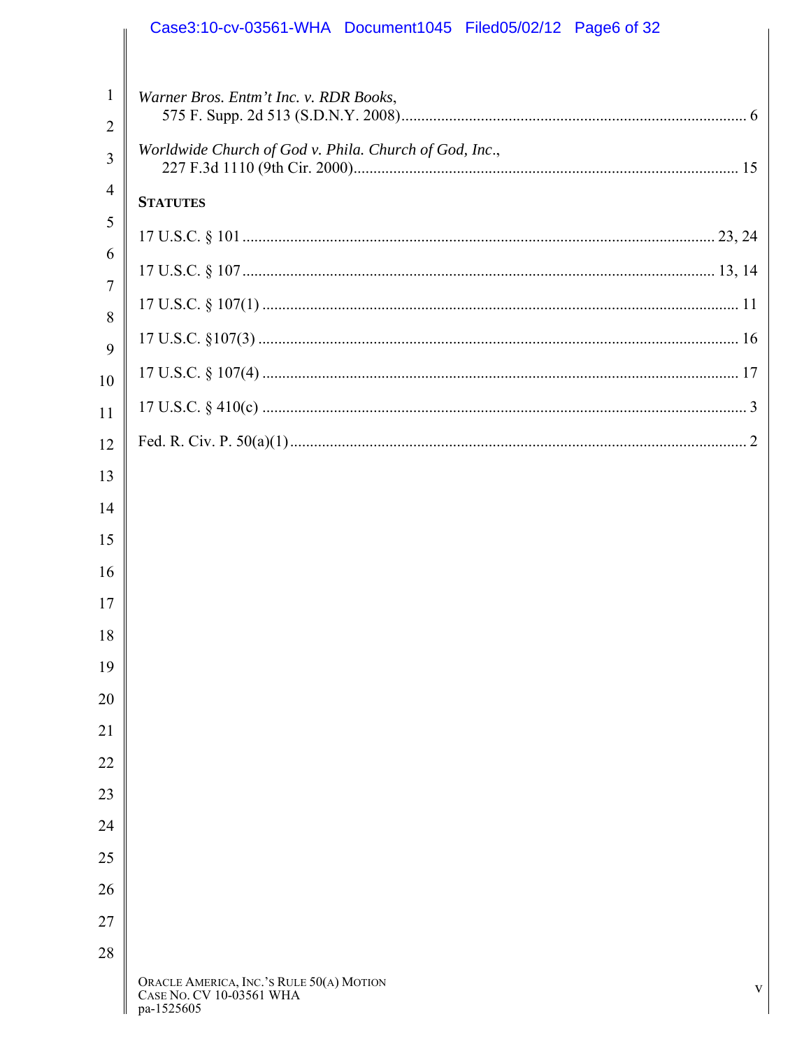*Warner Bros. Entm't Inc. v. RDR Books*,
575 F. Supp. 2d 513 (S.D.N.Y. 2008)....................................................................................... 6

*Worldwide Church of God v. Phila. Church of God, Inc.*,
227 F.3d 1110 (9th Cir. 2000)................................................................................................. 15

**STATUTES**

17 U.S.C. § 101 ....................................................................................................................... 23, 24

17 U.S.C. § 107 ....................................................................................................................... 13, 14

17 U.S.C. § 107(1) ........................................................................................................................ 11

17 U.S.C. §107(3) ......................................................................................................................... 16

17 U.S.C. § 107(4) ........................................................................................................................ 17

17 U.S.C. § 410(c) ........................................................................................................................... 3

Fed. R. Civ. P. 50(a)(1) ................................................................................................................... 2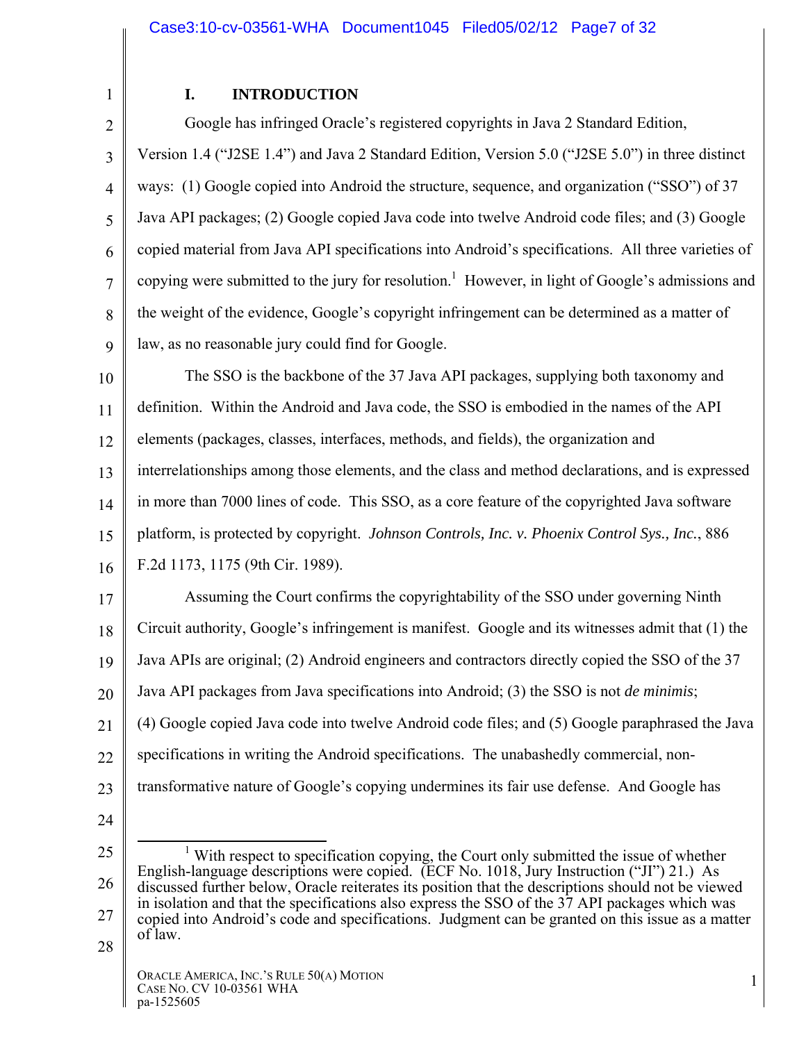## I. INTRODUCTION

Google has infringed Oracle's registered copyrights in Java 2 Standard Edition, Version 1.4 ("J2SE 1.4") and Java 2 Standard Edition, Version 5.0 ("J2SE 5.0") in three distinct ways: (1) Google copied into Android the structure, sequence, and organization ("SSO") of 37 Java API packages; (2) Google copied Java code into twelve Android code files; and (3) Google copied material from Java API specifications into Android's specifications. All three varieties of copying were submitted to the jury for resolution.[1] However, in light of Google's admissions and the weight of the evidence, Google's copyright infringement can be determined as a matter of law, as no reasonable jury could find for Google.

The SSO is the backbone of the 37 Java API packages, supplying both taxonomy and definition. Within the Android and Java code, the SSO is embodied in the names of the API elements (packages, classes, interfaces, methods, and fields), the organization and interrelationships among those elements, and the class and method declarations, and is expressed in more than 7000 lines of code. This SSO, as a core feature of the copyrighted Java software platform, is protected by copyright. *Johnson Controls, Inc. v. Phoenix Control Sys., Inc.*, 886 F.2d 1173, 1175 (9th Cir. 1989).

Assuming the Court confirms the copyrightability of the SSO under governing Ninth Circuit authority, Google's infringement is manifest. Google and its witnesses admit that (1) the Java APIs are original; (2) Android engineers and contractors directly copied the SSO of the 37 Java API packages from Java specifications into Android; (3) the SSO is not *de minimis*; (4) Google copied Java code into twelve Android code files; and (5) Google paraphrased the Java specifications in writing the Android specifications. The unabashedly commercial, non-transformative nature of Google's copying undermines its fair use defense. And Google has

---

[1] With respect to specification copying, the Court only submitted the issue of whether English-language descriptions were copied. (ECF No. 1018, Jury Instruction ("JI") 21.) As discussed further below, Oracle reiterates its position that the descriptions should not be viewed in isolation and that the specifications also express the SSO of the 37 API packages which was copied into Android's code and specifications. Judgment can be granted on this issue as a matter of law.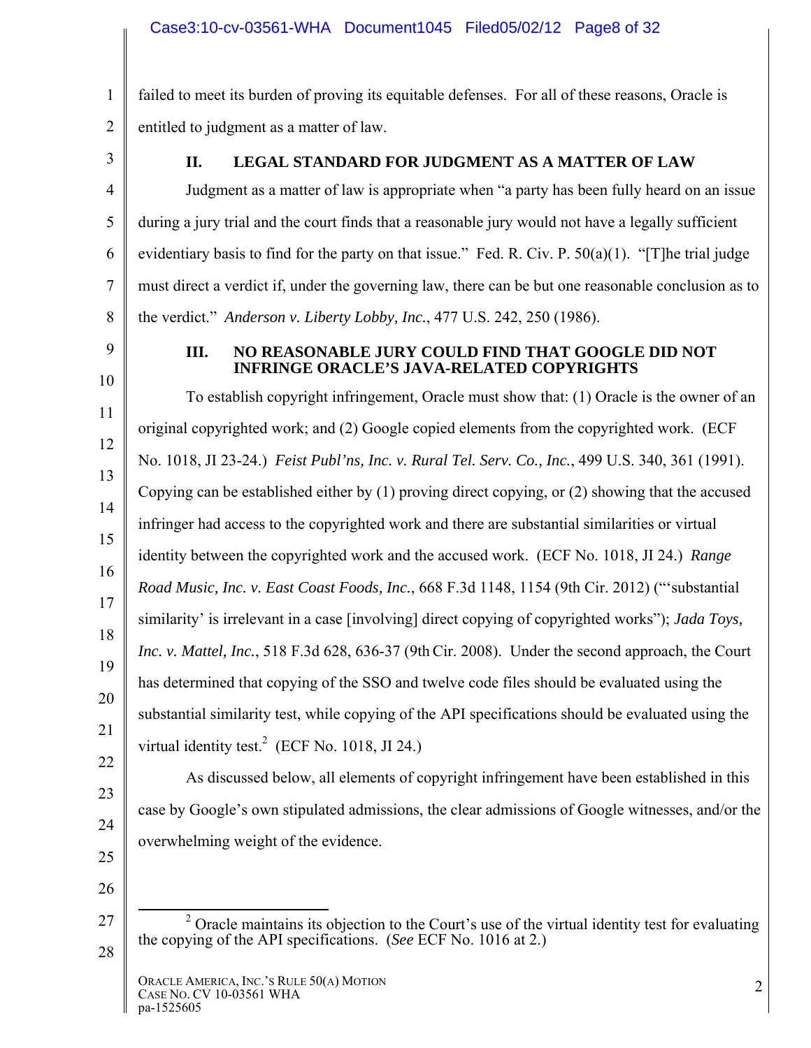failed to meet its burden of proving its equitable defenses. For all of these reasons, Oracle is entitled to judgment as a matter of law.

## II. LEGAL STANDARD FOR JUDGMENT AS A MATTER OF LAW

Judgment as a matter of law is appropriate when "a party has been fully heard on an issue during a jury trial and the court finds that a reasonable jury would not have a legally sufficient evidentiary basis to find for the party on that issue." Fed. R. Civ. P. 50(a)(1). "[T]he trial judge must direct a verdict if, under the governing law, there can be but one reasonable conclusion as to the verdict." *Anderson v. Liberty Lobby, Inc.*, 477 U.S. 242, 250 (1986).

## III. NO REASONABLE JURY COULD FIND THAT GOOGLE DID NOT INFRINGE ORACLE'S JAVA-RELATED COPYRIGHTS

To establish copyright infringement, Oracle must show that: (1) Oracle is the owner of an original copyrighted work; and (2) Google copied elements from the copyrighted work. (ECF No. 1018, JI 23-24.) *Feist Publ'ns, Inc. v. Rural Tel. Serv. Co., Inc.*, 499 U.S. 340, 361 (1991). Copying can be established either by (1) proving direct copying, or (2) showing that the accused infringer had access to the copyrighted work and there are substantial similarities or virtual identity between the copyrighted work and the accused work. (ECF No. 1018, JI 24.) *Range Road Music, Inc. v. East Coast Foods, Inc.*, 668 F.3d 1148, 1154 (9th Cir. 2012) ("'substantial similarity' is irrelevant in a case [involving] direct copying of copyrighted works"); *Jada Toys, Inc. v. Mattel, Inc.*, 518 F.3d 628, 636-37 (9th Cir. 2008). Under the second approach, the Court has determined that copying of the SSO and twelve code files should be evaluated using the substantial similarity test, while copying of the API specifications should be evaluated using the virtual identity test.[2] (ECF No. 1018, JI 24.)

As discussed below, all elements of copyright infringement have been established in this case by Google's own stipulated admissions, the clear admissions of Google witnesses, and/or the overwhelming weight of the evidence.

---

[2] Oracle maintains its objection to the Court's use of the virtual identity test for evaluating the copying of the API specifications. (*See* ECF No. 1016 at 2.)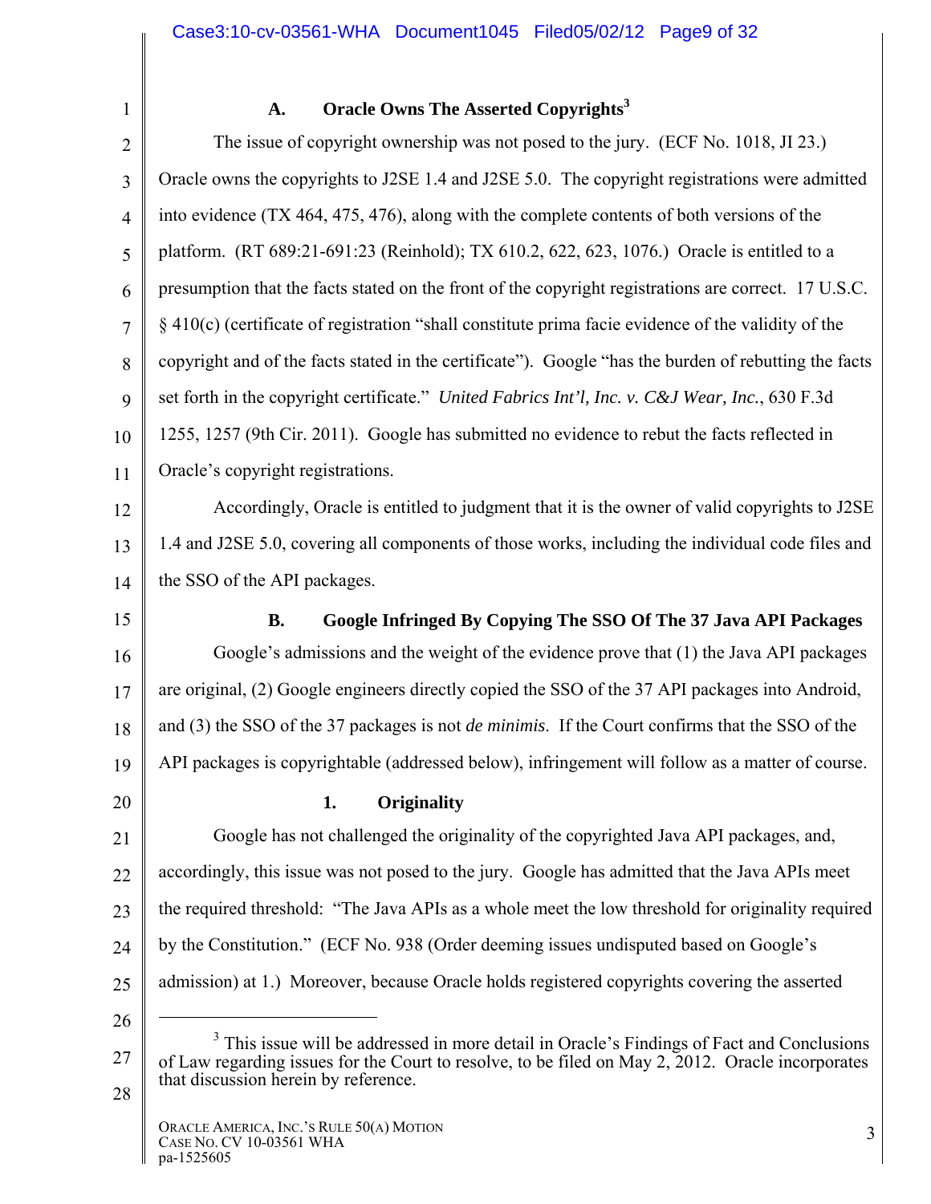### A. Oracle Owns The Asserted Copyrights[3]

The issue of copyright ownership was not posed to the jury. (ECF No. 1018, JI 23.) Oracle owns the copyrights to J2SE 1.4 and J2SE 5.0. The copyright registrations were admitted into evidence (TX 464, 475, 476), along with the complete contents of both versions of the platform. (RT 689:21-691:23 (Reinhold); TX 610.2, 622, 623, 1076.) Oracle is entitled to a presumption that the facts stated on the front of the copyright registrations are correct. 17 U.S.C. § 410(c) (certificate of registration "shall constitute prima facie evidence of the validity of the copyright and of the facts stated in the certificate"). Google "has the burden of rebutting the facts set forth in the copyright certificate." *United Fabrics Int'l, Inc. v. C&J Wear, Inc.*, 630 F.3d 1255, 1257 (9th Cir. 2011). Google has submitted no evidence to rebut the facts reflected in Oracle's copyright registrations.

Accordingly, Oracle is entitled to judgment that it is the owner of valid copyrights to J2SE 1.4 and J2SE 5.0, covering all components of those works, including the individual code files and the SSO of the API packages.

### B. Google Infringed By Copying The SSO Of The 37 Java API Packages

Google's admissions and the weight of the evidence prove that (1) the Java API packages are original, (2) Google engineers directly copied the SSO of the 37 API packages into Android, and (3) the SSO of the 37 packages is not *de minimis*. If the Court confirms that the SSO of the API packages is copyrightable (addressed below), infringement will follow as a matter of course.

#### 1. Originality

Google has not challenged the originality of the copyrighted Java API packages, and, accordingly, this issue was not posed to the jury. Google has admitted that the Java APIs meet the required threshold: "The Java APIs as a whole meet the low threshold for originality required by the Constitution." (ECF No. 938 (Order deeming issues undisputed based on Google's admission) at 1.) Moreover, because Oracle holds registered copyrights covering the asserted

---

[3] This issue will be addressed in more detail in Oracle's Findings of Fact and Conclusions of Law regarding issues for the Court to resolve, to be filed on May 2, 2012. Oracle incorporates that discussion herein by reference.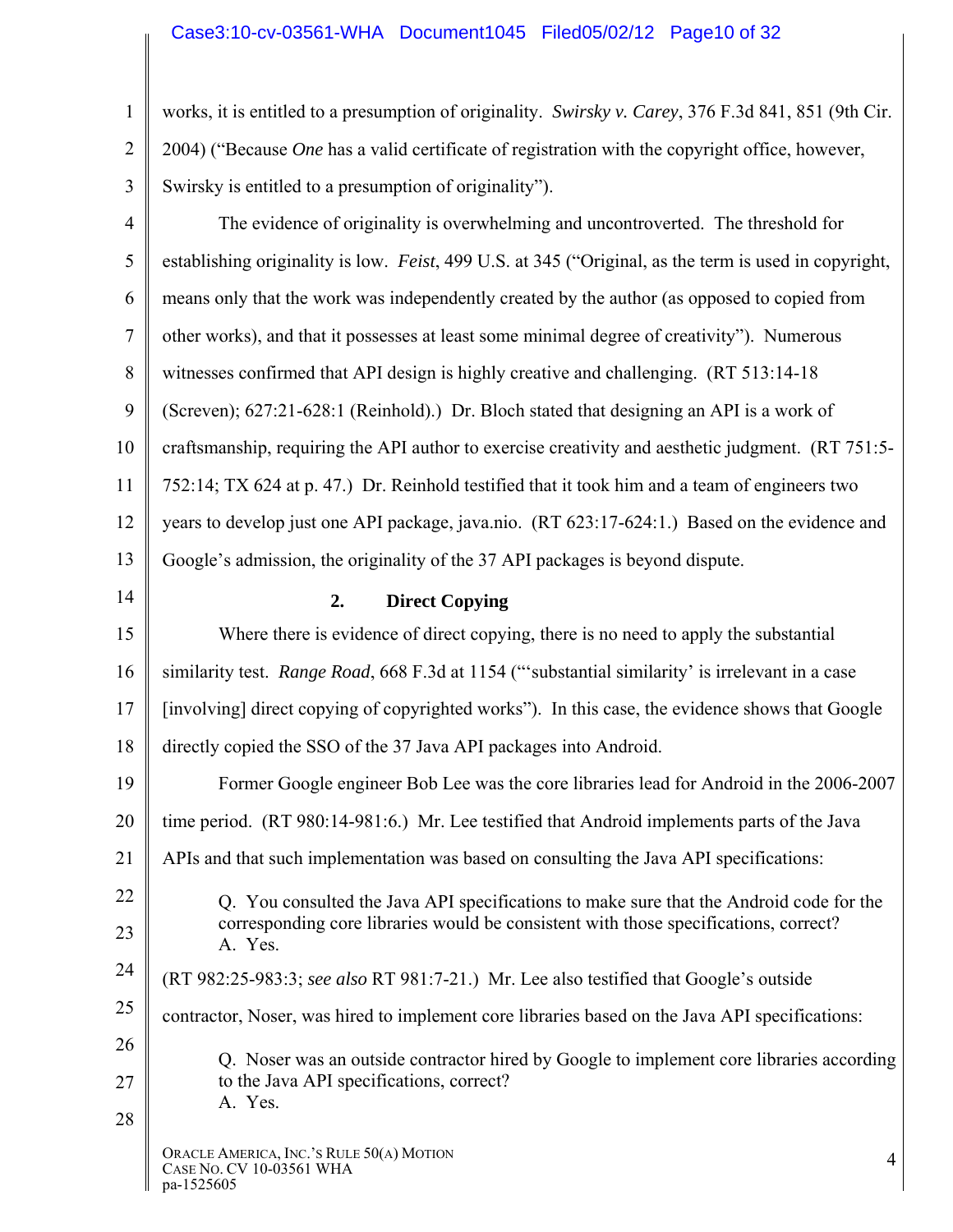works, it is entitled to a presumption of originality. *Swirsky v. Carey*, 376 F.3d 841, 851 (9th Cir. 2004) ("Because *One* has a valid certificate of registration with the copyright office, however, Swirsky is entitled to a presumption of originality").

The evidence of originality is overwhelming and uncontroverted. The threshold for establishing originality is low. *Feist*, 499 U.S. at 345 ("Original, as the term is used in copyright, means only that the work was independently created by the author (as opposed to copied from other works), and that it possesses at least some minimal degree of creativity"). Numerous witnesses confirmed that API design is highly creative and challenging. (RT 513:14-18 (Screven); 627:21-628:1 (Reinhold).) Dr. Bloch stated that designing an API is a work of craftsmanship, requiring the API author to exercise creativity and aesthetic judgment. (RT 751:5-752:14; TX 624 at p. 47.) Dr. Reinhold testified that it took him and a team of engineers two years to develop just one API package, java.nio. (RT 623:17-624:1.) Based on the evidence and Google's admission, the originality of the 37 API packages is beyond dispute.

**2. Direct Copying**

Where there is evidence of direct copying, there is no need to apply the substantial similarity test. *Range Road*, 668 F.3d at 1154 ("'substantial similarity' is irrelevant in a case [involving] direct copying of copyrighted works"). In this case, the evidence shows that Google directly copied the SSO of the 37 Java API packages into Android.

Former Google engineer Bob Lee was the core libraries lead for Android in the 2006-2007 time period. (RT 980:14-981:6.) Mr. Lee testified that Android implements parts of the Java APIs and that such implementation was based on consulting the Java API specifications:

> Q. You consulted the Java API specifications to make sure that the Android code for the corresponding core libraries would be consistent with those specifications, correct?
> A. Yes.

(RT 982:25-983:3; *see also* RT 981:7-21.) Mr. Lee also testified that Google's outside contractor, Noser, was hired to implement core libraries based on the Java API specifications:

> Q. Noser was an outside contractor hired by Google to implement core libraries according to the Java API specifications, correct?
> A. Yes.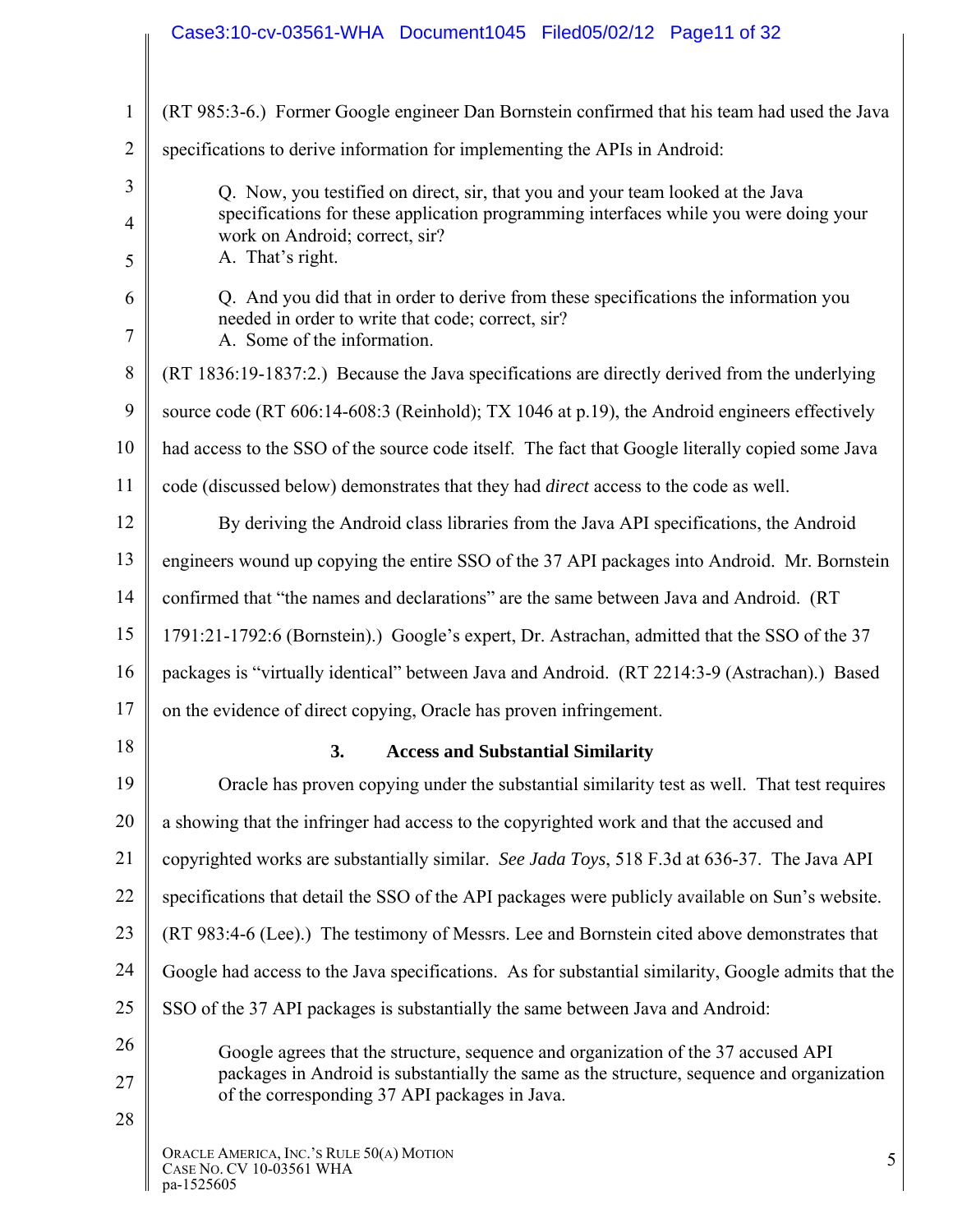(RT 985:3-6.) Former Google engineer Dan Bornstein confirmed that his team had used the Java specifications to derive information for implementing the APIs in Android:

> Q. Now, you testified on direct, sir, that you and your team looked at the Java specifications for these application programming interfaces while you were doing your work on Android; correct, sir?
> A. That's right.
>
> Q. And you did that in order to derive from these specifications the information you needed in order to write that code; correct, sir?
> A. Some of the information.

(RT 1836:19-1837:2.) Because the Java specifications are directly derived from the underlying source code (RT 606:14-608:3 (Reinhold); TX 1046 at p.19), the Android engineers effectively had access to the SSO of the source code itself. The fact that Google literally copied some Java code (discussed below) demonstrates that they had *direct* access to the code as well.

By deriving the Android class libraries from the Java API specifications, the Android engineers wound up copying the entire SSO of the 37 API packages into Android. Mr. Bornstein confirmed that "the names and declarations" are the same between Java and Android. (RT 1791:21-1792:6 (Bornstein).) Google's expert, Dr. Astrachan, admitted that the SSO of the 37 packages is "virtually identical" between Java and Android. (RT 2214:3-9 (Astrachan).) Based on the evidence of direct copying, Oracle has proven infringement.

### 3. Access and Substantial Similarity

Oracle has proven copying under the substantial similarity test as well. That test requires a showing that the infringer had access to the copyrighted work and that the accused and copyrighted works are substantially similar. *See Jada Toys*, 518 F.3d at 636-37. The Java API specifications that detail the SSO of the API packages were publicly available on Sun's website. (RT 983:4-6 (Lee).) The testimony of Messrs. Lee and Bornstein cited above demonstrates that Google had access to the Java specifications. As for substantial similarity, Google admits that the SSO of the 37 API packages is substantially the same between Java and Android:

> Google agrees that the structure, sequence and organization of the 37 accused API packages in Android is substantially the same as the structure, sequence and organization of the corresponding 37 API packages in Java.

ORACLE AMERICA, INC.'S RULE 50(A) MOTION
CASE NO. CV 10-03561 WHA
pa-1525605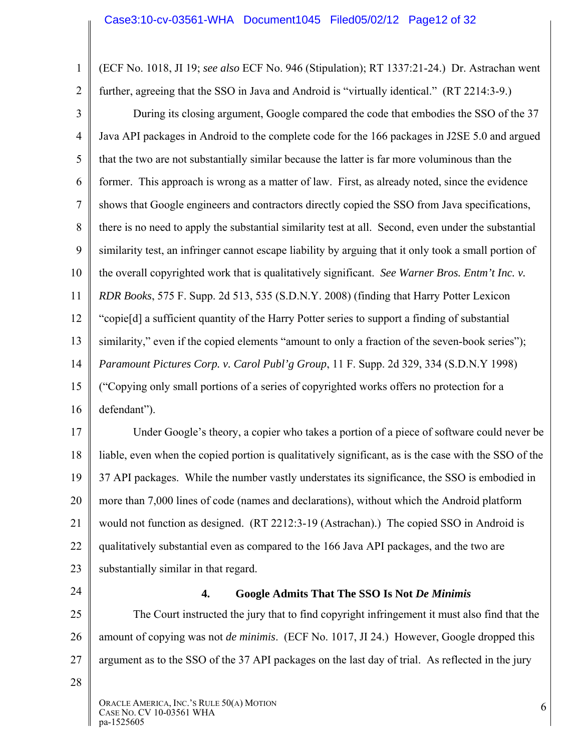(ECF No. 1018, JI 19; *see also* ECF No. 946 (Stipulation); RT 1337:21-24.) Dr. Astrachan went further, agreeing that the SSO in Java and Android is "virtually identical." (RT 2214:3-9.)

During its closing argument, Google compared the code that embodies the SSO of the 37 Java API packages in Android to the complete code for the 166 packages in J2SE 5.0 and argued that the two are not substantially similar because the latter is far more voluminous than the former. This approach is wrong as a matter of law. First, as already noted, since the evidence shows that Google engineers and contractors directly copied the SSO from Java specifications, there is no need to apply the substantial similarity test at all. Second, even under the substantial similarity test, an infringer cannot escape liability by arguing that it only took a small portion of the overall copyrighted work that is qualitatively significant. *See Warner Bros. Entm't Inc. v. RDR Books*, 575 F. Supp. 2d 513, 535 (S.D.N.Y. 2008) (finding that Harry Potter Lexicon "copie[d] a sufficient quantity of the Harry Potter series to support a finding of substantial similarity," even if the copied elements "amount to only a fraction of the seven-book series"); *Paramount Pictures Corp. v. Carol Publ'g Group*, 11 F. Supp. 2d 329, 334 (S.D.N.Y 1998) ("Copying only small portions of a series of copyrighted works offers no protection for a defendant").

Under Google's theory, a copier who takes a portion of a piece of software could never be liable, even when the copied portion is qualitatively significant, as is the case with the SSO of the 37 API packages. While the number vastly understates its significance, the SSO is embodied in more than 7,000 lines of code (names and declarations), without which the Android platform would not function as designed. (RT 2212:3-19 (Astrachan).) The copied SSO in Android is qualitatively substantial even as compared to the 166 Java API packages, and the two are substantially similar in that regard.

#### 4. Google Admits That The SSO Is Not *De Minimis*

The Court instructed the jury that to find copyright infringement it must also find that the amount of copying was not *de minimis*. (ECF No. 1017, JI 24.) However, Google dropped this argument as to the SSO of the 37 API packages on the last day of trial. As reflected in the jury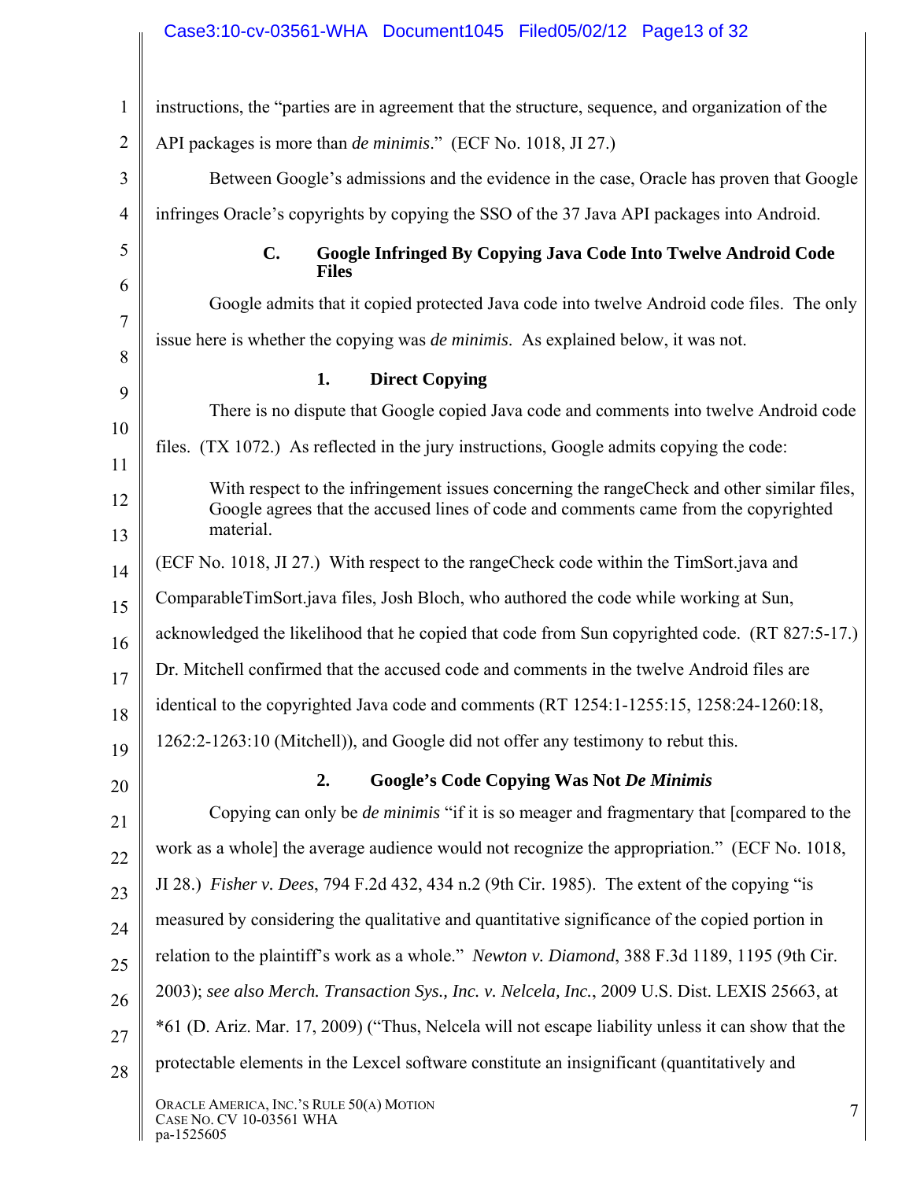instructions, the "parties are in agreement that the structure, sequence, and organization of the API packages is more than *de minimis*." (ECF No. 1018, JI 27.)

Between Google's admissions and the evidence in the case, Oracle has proven that Google infringes Oracle's copyrights by copying the SSO of the 37 Java API packages into Android.

### C. Google Infringed By Copying Java Code Into Twelve Android Code Files

Google admits that it copied protected Java code into twelve Android code files. The only issue here is whether the copying was *de minimis*. As explained below, it was not.

#### 1. Direct Copying

There is no dispute that Google copied Java code and comments into twelve Android code files. (TX 1072.) As reflected in the jury instructions, Google admits copying the code:

> With respect to the infringement issues concerning the rangeCheck and other similar files, Google agrees that the accused lines of code and comments came from the copyrighted material.

(ECF No. 1018, JI 27.) With respect to the rangeCheck code within the TimSort.java and ComparableTimSort.java files, Josh Bloch, who authored the code while working at Sun, acknowledged the likelihood that he copied that code from Sun copyrighted code. (RT 827:5-17.) Dr. Mitchell confirmed that the accused code and comments in the twelve Android files are identical to the copyrighted Java code and comments (RT 1254:1-1255:15, 1258:24-1260:18, 1262:2-1263:10 (Mitchell)), and Google did not offer any testimony to rebut this.

#### 2. Google's Code Copying Was Not *De Minimis*

Copying can only be *de minimis* "if it is so meager and fragmentary that [compared to the work as a whole] the average audience would not recognize the appropriation." (ECF No. 1018, JI 28.) *Fisher v. Dees*, 794 F.2d 432, 434 n.2 (9th Cir. 1985). The extent of the copying "is measured by considering the qualitative and quantitative significance of the copied portion in relation to the plaintiff's work as a whole." *Newton v. Diamond*, 388 F.3d 1189, 1195 (9th Cir. 2003); *see also Merch. Transaction Sys., Inc. v. Nelcela, Inc.*, 2009 U.S. Dist. LEXIS 25663, at *61 (D. Ariz. Mar. 17, 2009) ("Thus, Nelcela will not escape liability unless it can show that the protectable elements in the Lexcel software constitute an insignificant (quantitatively and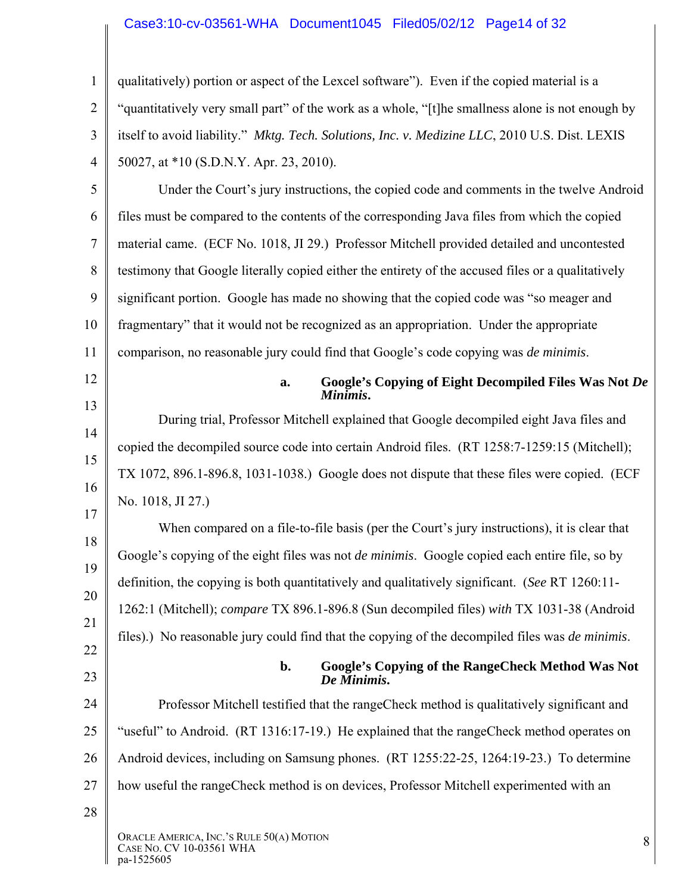qualitatively) portion or aspect of the Lexcel software"). Even if the copied material is a "quantitatively very small part" of the work as a whole, "[t]he smallness alone is not enough by itself to avoid liability." *Mktg. Tech. Solutions, Inc. v. Medizine LLC*, 2010 U.S. Dist. LEXIS 50027, at *10 (S.D.N.Y. Apr. 23, 2010).

Under the Court's jury instructions, the copied code and comments in the twelve Android files must be compared to the contents of the corresponding Java files from which the copied material came. (ECF No. 1018, JI 29.) Professor Mitchell provided detailed and uncontested testimony that Google literally copied either the entirety of the accused files or a qualitatively significant portion. Google has made no showing that the copied code was "so meager and fragmentary" that it would not be recognized as an appropriation. Under the appropriate comparison, no reasonable jury could find that Google's code copying was *de minimis*.

**a. Google's Copying of Eight Decompiled Files Was Not *De Minimis*.**

During trial, Professor Mitchell explained that Google decompiled eight Java files and copied the decompiled source code into certain Android files. (RT 1258:7-1259:15 (Mitchell); TX 1072, 896.1-896.8, 1031-1038.) Google does not dispute that these files were copied. (ECF No. 1018, JI 27.)

When compared on a file-to-file basis (per the Court's jury instructions), it is clear that Google's copying of the eight files was not *de minimis*. Google copied each entire file, so by definition, the copying is both quantitatively and qualitatively significant. (*See* RT 1260:11-1262:1 (Mitchell); *compare* TX 896.1-896.8 (Sun decompiled files) *with* TX 1031-38 (Android files).) No reasonable jury could find that the copying of the decompiled files was *de minimis*.

**b. Google's Copying of the RangeCheck Method Was Not *De Minimis*.**

Professor Mitchell testified that the rangeCheck method is qualitatively significant and "useful" to Android. (RT 1316:17-19.) He explained that the rangeCheck method operates on Android devices, including on Samsung phones. (RT 1255:22-25, 1264:19-23.) To determine how useful the rangeCheck method is on devices, Professor Mitchell experimented with an

ORACLE AMERICA, INC.'S RULE 50(A) MOTION
CASE NO. CV 10-03561 WHA
pa-1525605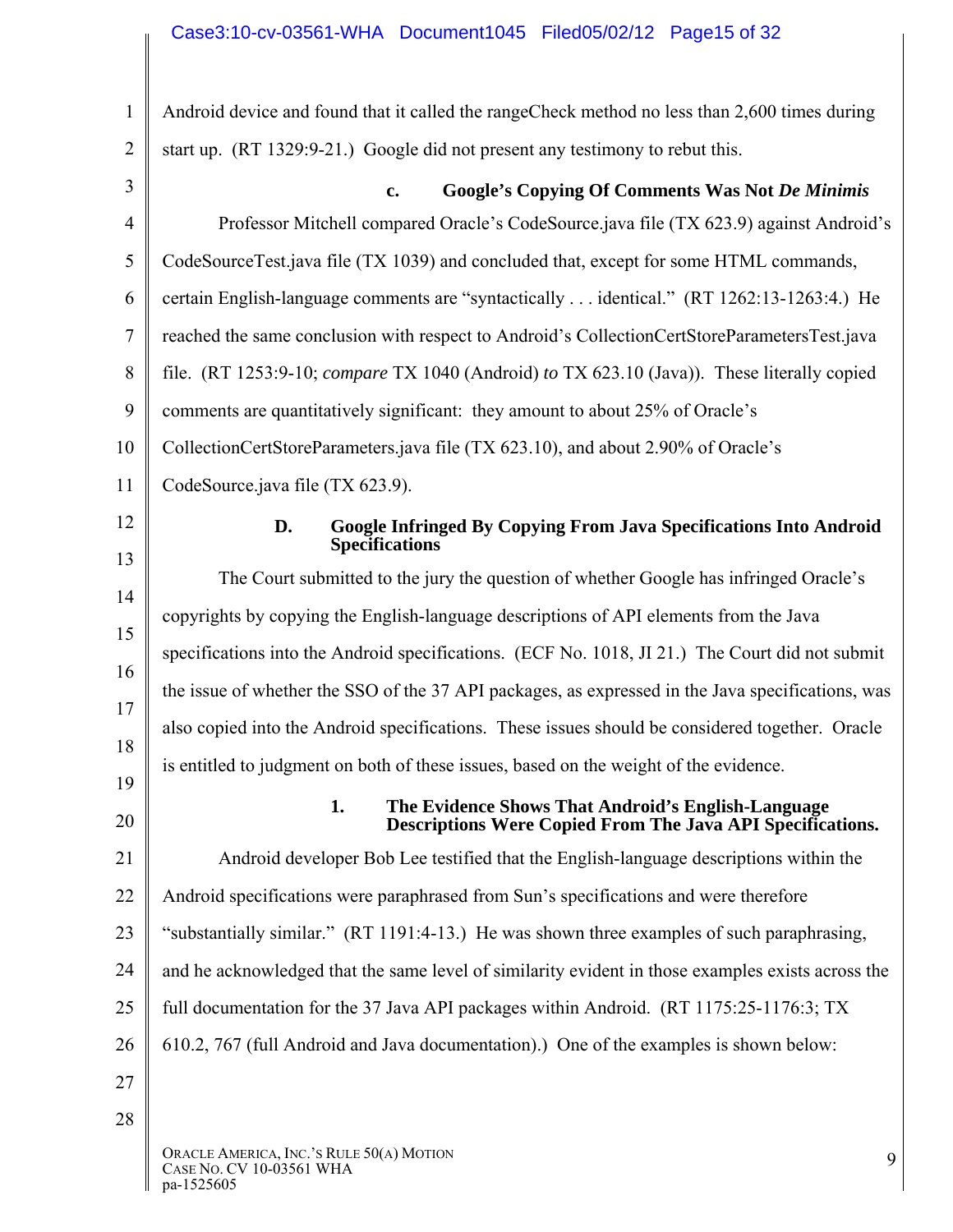Android device and found that it called the rangeCheck method no less than 2,600 times during start up. (RT 1329:9-21.) Google did not present any testimony to rebut this.

#### c. Google's Copying Of Comments Was Not *De Minimis*

Professor Mitchell compared Oracle's CodeSource.java file (TX 623.9) against Android's CodeSourceTest.java file (TX 1039) and concluded that, except for some HTML commands, certain English-language comments are "syntactically . . . identical." (RT 1262:13-1263:4.) He reached the same conclusion with respect to Android's CollectionCertStoreParametersTest.java file. (RT 1253:9-10; *compare* TX 1040 (Android) *to* TX 623.10 (Java)). These literally copied comments are quantitatively significant: they amount to about 25% of Oracle's CollectionCertStoreParameters.java file (TX 623.10), and about 2.90% of Oracle's CodeSource.java file (TX 623.9).

### D. Google Infringed By Copying From Java Specifications Into Android Specifications

The Court submitted to the jury the question of whether Google has infringed Oracle's copyrights by copying the English-language descriptions of API elements from the Java specifications into the Android specifications. (ECF No. 1018, JI 21.) The Court did not submit the issue of whether the SSO of the 37 API packages, as expressed in the Java specifications, was also copied into the Android specifications. These issues should be considered together. Oracle is entitled to judgment on both of these issues, based on the weight of the evidence.

#### 1. The Evidence Shows That Android's English-Language Descriptions Were Copied From The Java API Specifications.

Android developer Bob Lee testified that the English-language descriptions within the Android specifications were paraphrased from Sun's specifications and were therefore "substantially similar." (RT 1191:4-13.) He was shown three examples of such paraphrasing, and he acknowledged that the same level of similarity evident in those examples exists across the full documentation for the 37 Java API packages within Android. (RT 1175:25-1176:3; TX 610.2, 767 (full Android and Java documentation).) One of the examples is shown below: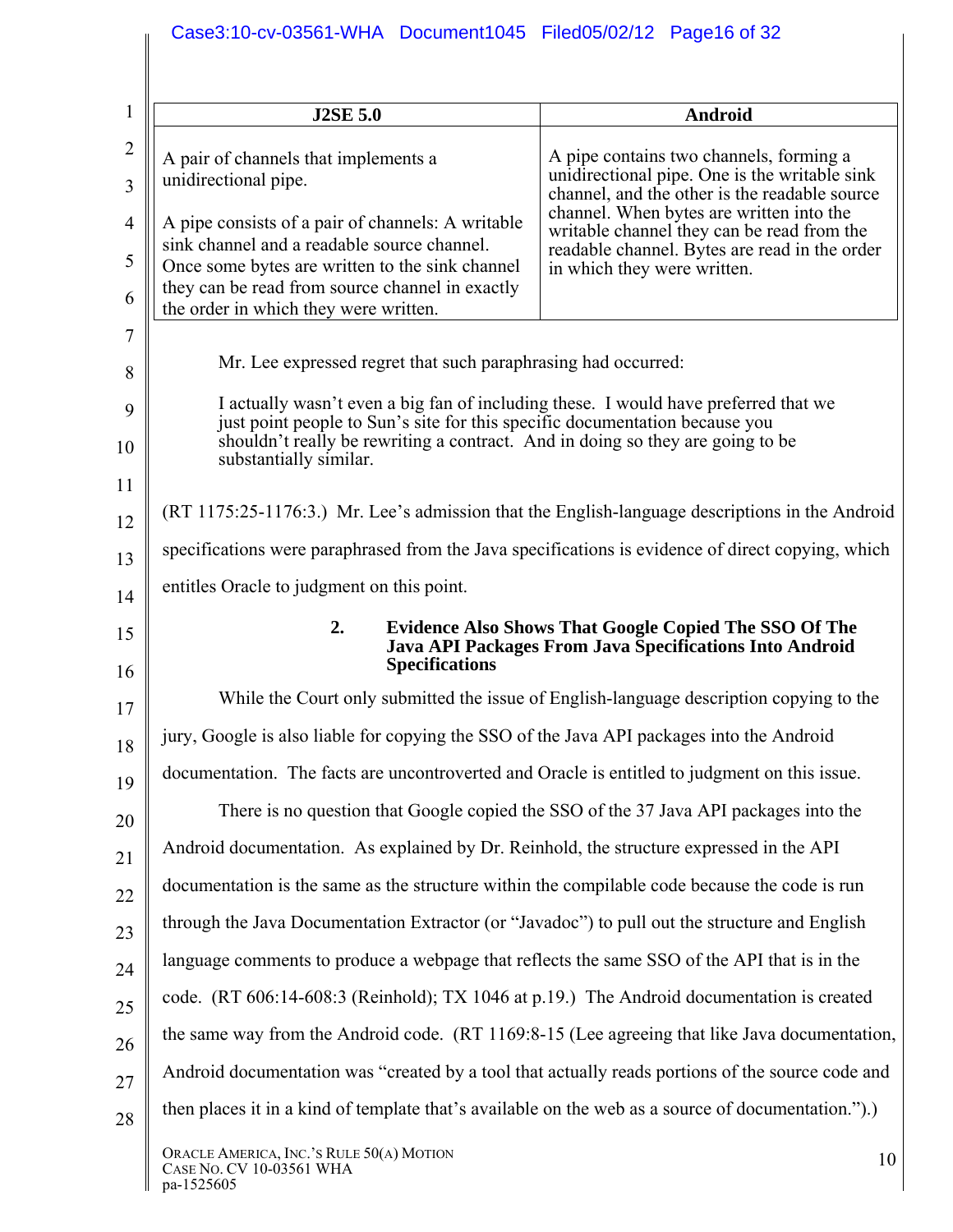| J2SE 5.0 | Android |
|---|---|
| A pair of channels that implements a unidirectional pipe.<br><br>A pipe consists of a pair of channels: A writable sink channel and a readable source channel. Once some bytes are written to the sink channel they can be read from source channel in exactly the order in which they were written. | A pipe contains two channels, forming a unidirectional pipe. One is the writable sink channel, and the other is the readable source channel. When bytes are written into the writable channel they can be read from the readable channel. Bytes are read in the order in which they were written. |

Mr. Lee expressed regret that such paraphrasing had occurred:

> I actually wasn't even a big fan of including these. I would have preferred that we just point people to Sun's site for this specific documentation because you shouldn't really be rewriting a contract. And in doing so they are going to be substantially similar.

(RT 1175:25-1176:3.) Mr. Lee's admission that the English-language descriptions in the Android specifications were paraphrased from the Java specifications is evidence of direct copying, which entitles Oracle to judgment on this point.

### 2. Evidence Also Shows That Google Copied The SSO Of The Java API Packages From Java Specifications Into Android Specifications

While the Court only submitted the issue of English-language description copying to the jury, Google is also liable for copying the SSO of the Java API packages into the Android documentation. The facts are uncontroverted and Oracle is entitled to judgment on this issue.

There is no question that Google copied the SSO of the 37 Java API packages into the Android documentation. As explained by Dr. Reinhold, the structure expressed in the API documentation is the same as the structure within the compilable code because the code is run through the Java Documentation Extractor (or "Javadoc") to pull out the structure and English language comments to produce a webpage that reflects the same SSO of the API that is in the code. (RT 606:14-608:3 (Reinhold); TX 1046 at p.19.) The Android documentation is created the same way from the Android code. (RT 1169:8-15 (Lee agreeing that like Java documentation, Android documentation was "created by a tool that actually reads portions of the source code and then places it in a kind of template that's available on the web as a source of documentation.").)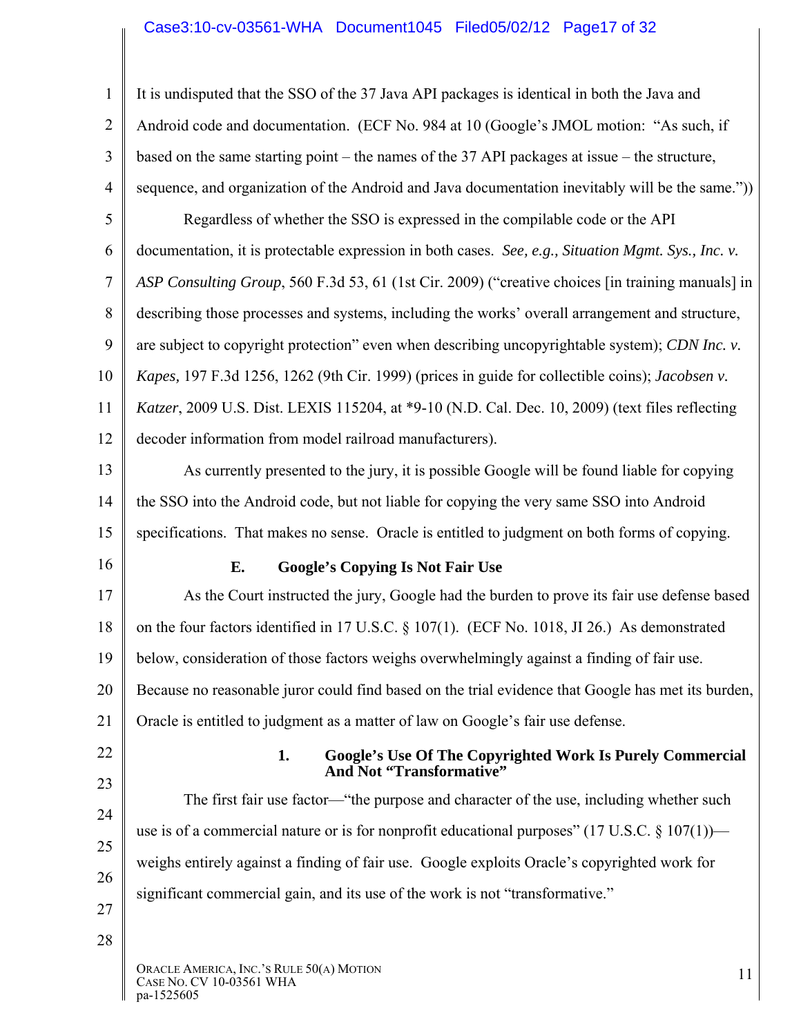It is undisputed that the SSO of the 37 Java API packages is identical in both the Java and Android code and documentation. (ECF No. 984 at 10 (Google's JMOL motion: "As such, if based on the same starting point – the names of the 37 API packages at issue – the structure, sequence, and organization of the Android and Java documentation inevitably will be the same."))

Regardless of whether the SSO is expressed in the compilable code or the API documentation, it is protectable expression in both cases. *See, e.g., Situation Mgmt. Sys., Inc. v. ASP Consulting Group*, 560 F.3d 53, 61 (1st Cir. 2009) ("creative choices [in training manuals] in describing those processes and systems, including the works' overall arrangement and structure, are subject to copyright protection" even when describing uncopyrightable system); *CDN Inc. v. Kapes,* 197 F.3d 1256, 1262 (9th Cir. 1999) (prices in guide for collectible coins); *Jacobsen v. Katzer*, 2009 U.S. Dist. LEXIS 115204, at *9-10 (N.D. Cal. Dec. 10, 2009) (text files reflecting decoder information from model railroad manufacturers).

As currently presented to the jury, it is possible Google will be found liable for copying the SSO into the Android code, but not liable for copying the very same SSO into Android specifications. That makes no sense. Oracle is entitled to judgment on both forms of copying.

### E. Google's Copying Is Not Fair Use

As the Court instructed the jury, Google had the burden to prove its fair use defense based on the four factors identified in 17 U.S.C. § 107(1). (ECF No. 1018, JI 26.) As demonstrated below, consideration of those factors weighs overwhelmingly against a finding of fair use. Because no reasonable juror could find based on the trial evidence that Google has met its burden, Oracle is entitled to judgment as a matter of law on Google's fair use defense.

#### 1. Google's Use Of The Copyrighted Work Is Purely Commercial And Not "Transformative"

The first fair use factor—"the purpose and character of the use, including whether such use is of a commercial nature or is for nonprofit educational purposes" (17 U.S.C. § 107(1))—weighs entirely against a finding of fair use. Google exploits Oracle's copyrighted work for significant commercial gain, and its use of the work is not "transformative."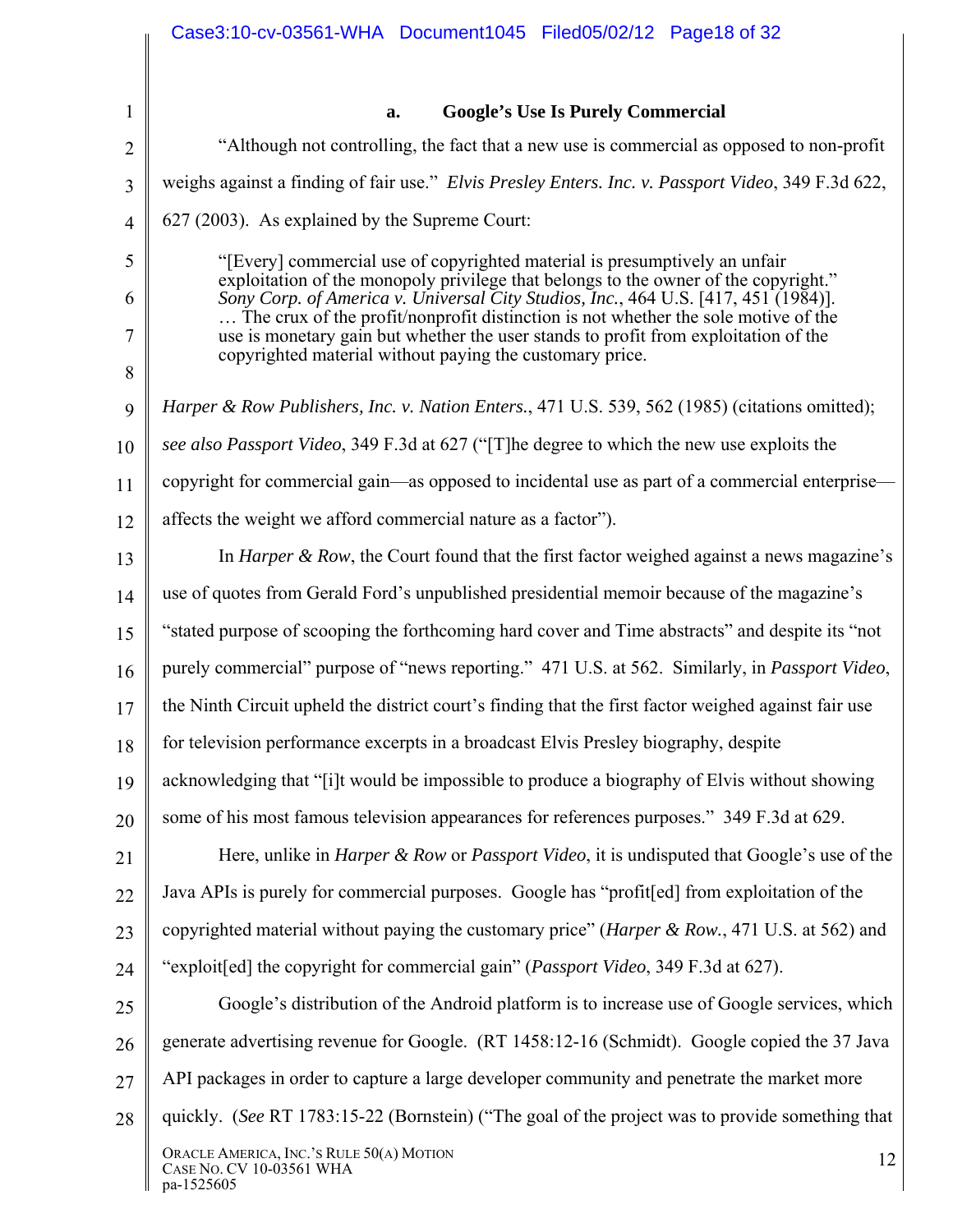### a. Google's Use Is Purely Commercial

"Although not controlling, the fact that a new use is commercial as opposed to non-profit weighs against a finding of fair use." *Elvis Presley Enters. Inc. v. Passport Video*, 349 F.3d 622, 627 (2003). As explained by the Supreme Court:

> "[Every] commercial use of copyrighted material is presumptively an unfair exploitation of the monopoly privilege that belongs to the owner of the copyright." *Sony Corp. of America v. Universal City Studios, Inc.*, 464 U.S. [417, 451 (1984)]. … The crux of the profit/nonprofit distinction is not whether the sole motive of the use is monetary gain but whether the user stands to profit from exploitation of the copyrighted material without paying the customary price.

*Harper & Row Publishers, Inc. v. Nation Enters.*, 471 U.S. 539, 562 (1985) (citations omitted); *see also Passport Video*, 349 F.3d at 627 ("[T]he degree to which the new use exploits the copyright for commercial gain—as opposed to incidental use as part of a commercial enterprise—affects the weight we afford commercial nature as a factor").

In *Harper & Row*, the Court found that the first factor weighed against a news magazine's use of quotes from Gerald Ford's unpublished presidential memoir because of the magazine's "stated purpose of scooping the forthcoming hard cover and Time abstracts" and despite its "not purely commercial" purpose of "news reporting." 471 U.S. at 562. Similarly, in *Passport Video*, the Ninth Circuit upheld the district court's finding that the first factor weighed against fair use for television performance excerpts in a broadcast Elvis Presley biography, despite acknowledging that "[i]t would be impossible to produce a biography of Elvis without showing some of his most famous television appearances for references purposes." 349 F.3d at 629.

Here, unlike in *Harper & Row* or *Passport Video*, it is undisputed that Google's use of the Java APIs is purely for commercial purposes. Google has "profit[ed] from exploitation of the copyrighted material without paying the customary price" (*Harper & Row.*, 471 U.S. at 562) and "exploit[ed] the copyright for commercial gain" (*Passport Video*, 349 F.3d at 627).

Google's distribution of the Android platform is to increase use of Google services, which generate advertising revenue for Google. (RT 1458:12-16 (Schmidt). Google copied the 37 Java API packages in order to capture a large developer community and penetrate the market more quickly. (*See* RT 1783:15-22 (Bornstein) ("The goal of the project was to provide something that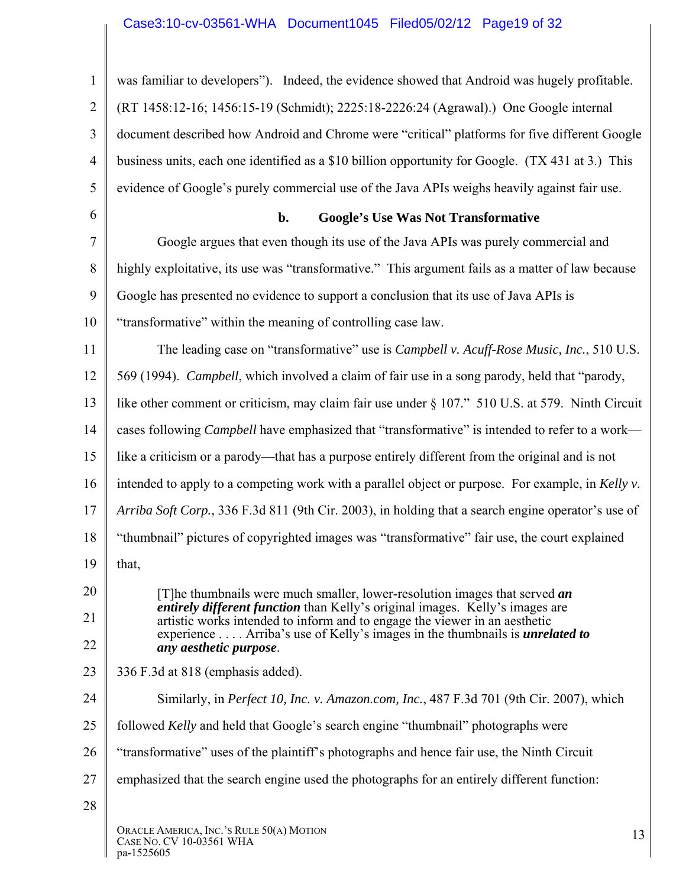was familiar to developers"). Indeed, the evidence showed that Android was hugely profitable. (RT 1458:12-16; 1456:15-19 (Schmidt); 2225:18-2226:24 (Agrawal).) One Google internal document described how Android and Chrome were "critical" platforms for five different Google business units, each one identified as a $10 billion opportunity for Google. (TX 431 at 3.) This evidence of Google's purely commercial use of the Java APIs weighs heavily against fair use.

**b. Google's Use Was Not Transformative**

Google argues that even though its use of the Java APIs was purely commercial and highly exploitative, its use was "transformative." This argument fails as a matter of law because Google has presented no evidence to support a conclusion that its use of Java APIs is "transformative" within the meaning of controlling case law.

The leading case on "transformative" use is *Campbell v. Acuff-Rose Music, Inc.*, 510 U.S. 569 (1994). *Campbell*, which involved a claim of fair use in a song parody, held that "parody, like other comment or criticism, may claim fair use under § 107." 510 U.S. at 579. Ninth Circuit cases following *Campbell* have emphasized that "transformative" is intended to refer to a work—like a criticism or a parody—that has a purpose entirely different from the original and is not intended to apply to a competing work with a parallel object or purpose. For example, in *Kelly v. Arriba Soft Corp.*, 336 F.3d 811 (9th Cir. 2003), in holding that a search engine operator's use of "thumbnail" pictures of copyrighted images was "transformative" fair use, the court explained that,

> [T]he thumbnails were much smaller, lower-resolution images that served ***an entirely different function*** than Kelly's original images. Kelly's images are artistic works intended to inform and to engage the viewer in an aesthetic experience . . . . Arriba's use of Kelly's images in the thumbnails is ***unrelated to any aesthetic purpose***.

336 F.3d at 818 (emphasis added).

Similarly, in *Perfect 10, Inc. v. Amazon.com, Inc.*, 487 F.3d 701 (9th Cir. 2007), which followed *Kelly* and held that Google's search engine "thumbnail" photographs were "transformative" uses of the plaintiff's photographs and hence fair use, the Ninth Circuit emphasized that the search engine used the photographs for an entirely different function: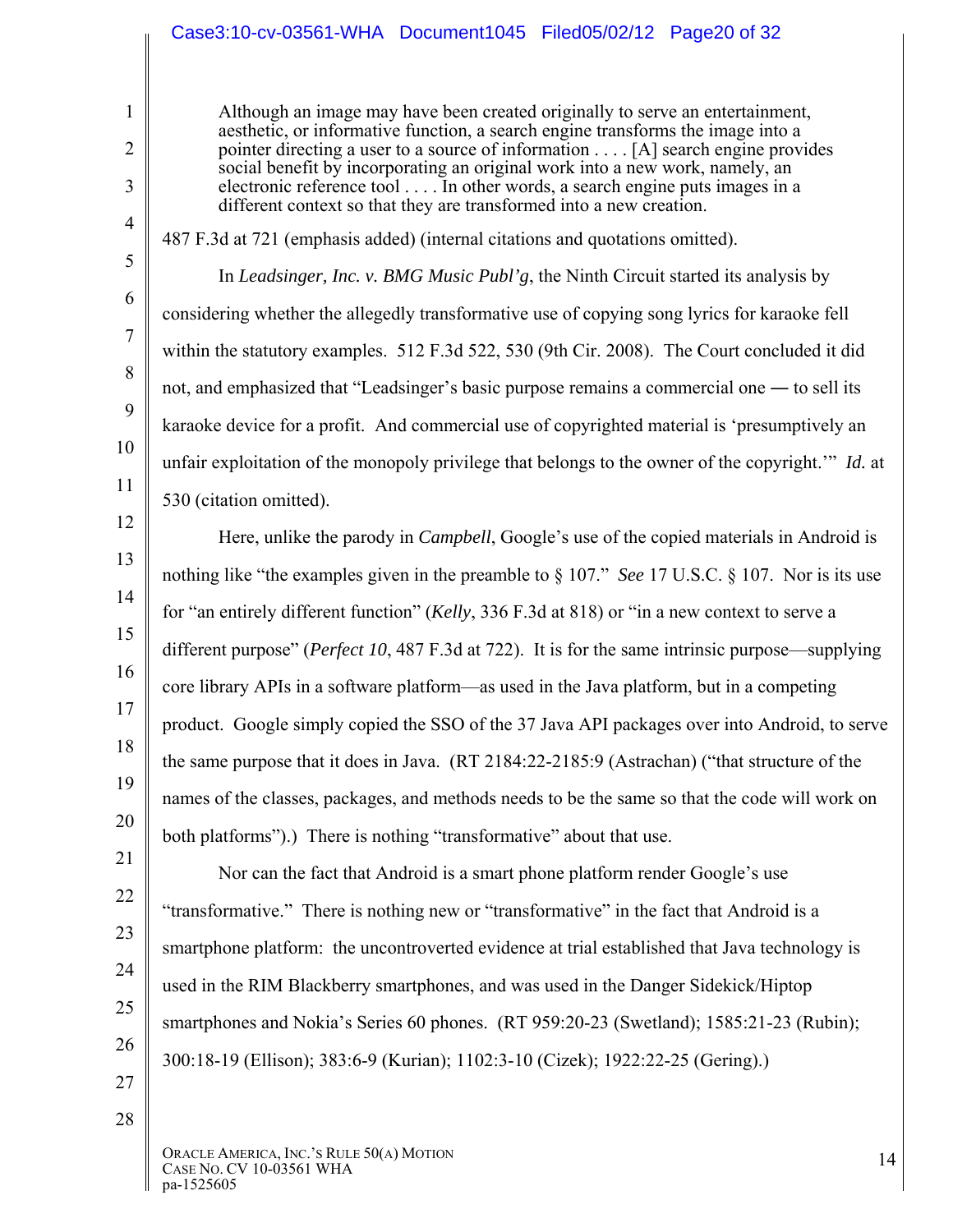> Although an image may have been created originally to serve an entertainment, aesthetic, or informative function, a search engine transforms the image into a pointer directing a user to a source of information . . . . [A] search engine provides social benefit by incorporating an original work into a new work, namely, an electronic reference tool . . . . In other words, a search engine puts images in a different context so that they are transformed into a new creation.

487 F.3d at 721 (emphasis added) (internal citations and quotations omitted).

In *Leadsinger, Inc. v. BMG Music Publ'g*, the Ninth Circuit started its analysis by considering whether the allegedly transformative use of copying song lyrics for karaoke fell within the statutory examples. 512 F.3d 522, 530 (9th Cir. 2008). The Court concluded it did not, and emphasized that "Leadsinger's basic purpose remains a commercial one — to sell its karaoke device for a profit. And commercial use of copyrighted material is 'presumptively an unfair exploitation of the monopoly privilege that belongs to the owner of the copyright.'" *Id.* at 530 (citation omitted).

Here, unlike the parody in *Campbell*, Google's use of the copied materials in Android is nothing like "the examples given in the preamble to § 107." *See* 17 U.S.C. § 107. Nor is its use for "an entirely different function" (*Kelly*, 336 F.3d at 818) or "in a new context to serve a different purpose" (*Perfect 10*, 487 F.3d at 722). It is for the same intrinsic purpose—supplying core library APIs in a software platform—as used in the Java platform, but in a competing product. Google simply copied the SSO of the 37 Java API packages over into Android, to serve the same purpose that it does in Java. (RT 2184:22-2185:9 (Astrachan) ("that structure of the names of the classes, packages, and methods needs to be the same so that the code will work on both platforms").) There is nothing "transformative" about that use.

Nor can the fact that Android is a smart phone platform render Google's use "transformative." There is nothing new or "transformative" in the fact that Android is a smartphone platform: the uncontroverted evidence at trial established that Java technology is used in the RIM Blackberry smartphones, and was used in the Danger Sidekick/Hiptop smartphones and Nokia's Series 60 phones. (RT 959:20-23 (Swetland); 1585:21-23 (Rubin); 300:18-19 (Ellison); 383:6-9 (Kurian); 1102:3-10 (Cizek); 1922:22-25 (Gering).)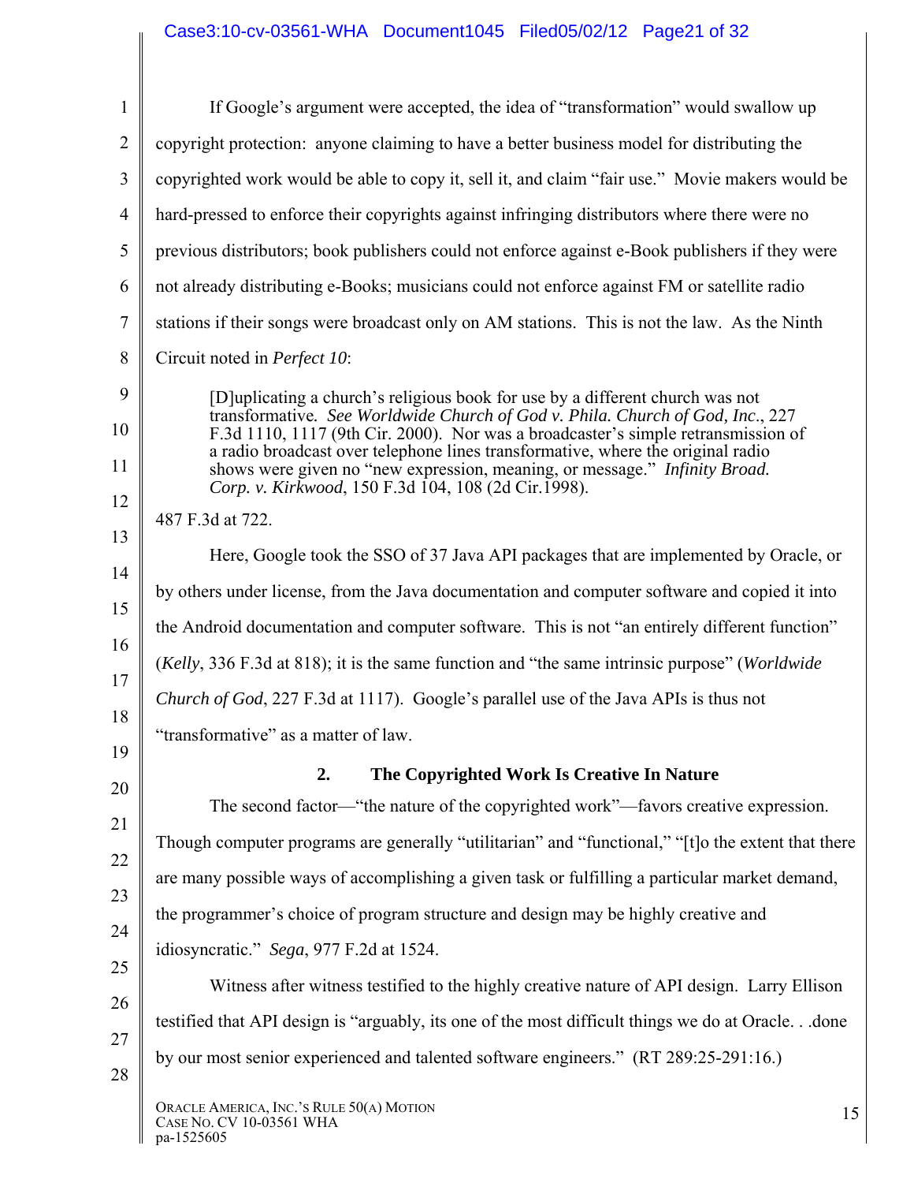If Google's argument were accepted, the idea of "transformation" would swallow up copyright protection: anyone claiming to have a better business model for distributing the copyrighted work would be able to copy it, sell it, and claim "fair use." Movie makers would be hard-pressed to enforce their copyrights against infringing distributors where there were no previous distributors; book publishers could not enforce against e-Book publishers if they were not already distributing e-Books; musicians could not enforce against FM or satellite radio stations if their songs were broadcast only on AM stations. This is not the law. As the Ninth Circuit noted in *Perfect 10*:

> [D]uplicating a church's religious book for use by a different church was not transformative*. See Worldwide Church of God v. Phila. Church of God, Inc*., 227 F.3d 1110, 1117 (9th Cir. 2000). Nor was a broadcaster's simple retransmission of a radio broadcast over telephone lines transformative, where the original radio shows were given no "new expression, meaning, or message." *Infinity Broad. Corp. v. Kirkwood*, 150 F.3d 104, 108 (2d Cir.1998).

487 F.3d at 722.

Here, Google took the SSO of 37 Java API packages that are implemented by Oracle, or by others under license, from the Java documentation and computer software and copied it into the Android documentation and computer software. This is not "an entirely different function" (*Kelly*, 336 F.3d at 818); it is the same function and "the same intrinsic purpose" (*Worldwide Church of God*, 227 F.3d at 1117). Google's parallel use of the Java APIs is thus not "transformative" as a matter of law.

### 2. The Copyrighted Work Is Creative In Nature

The second factor—"the nature of the copyrighted work"—favors creative expression. Though computer programs are generally "utilitarian" and "functional," "[t]o the extent that there are many possible ways of accomplishing a given task or fulfilling a particular market demand, the programmer's choice of program structure and design may be highly creative and idiosyncratic." *Sega*, 977 F.2d at 1524.

Witness after witness testified to the highly creative nature of API design. Larry Ellison testified that API design is "arguably, its one of the most difficult things we do at Oracle. . .done by our most senior experienced and talented software engineers." (RT 289:25-291:16.)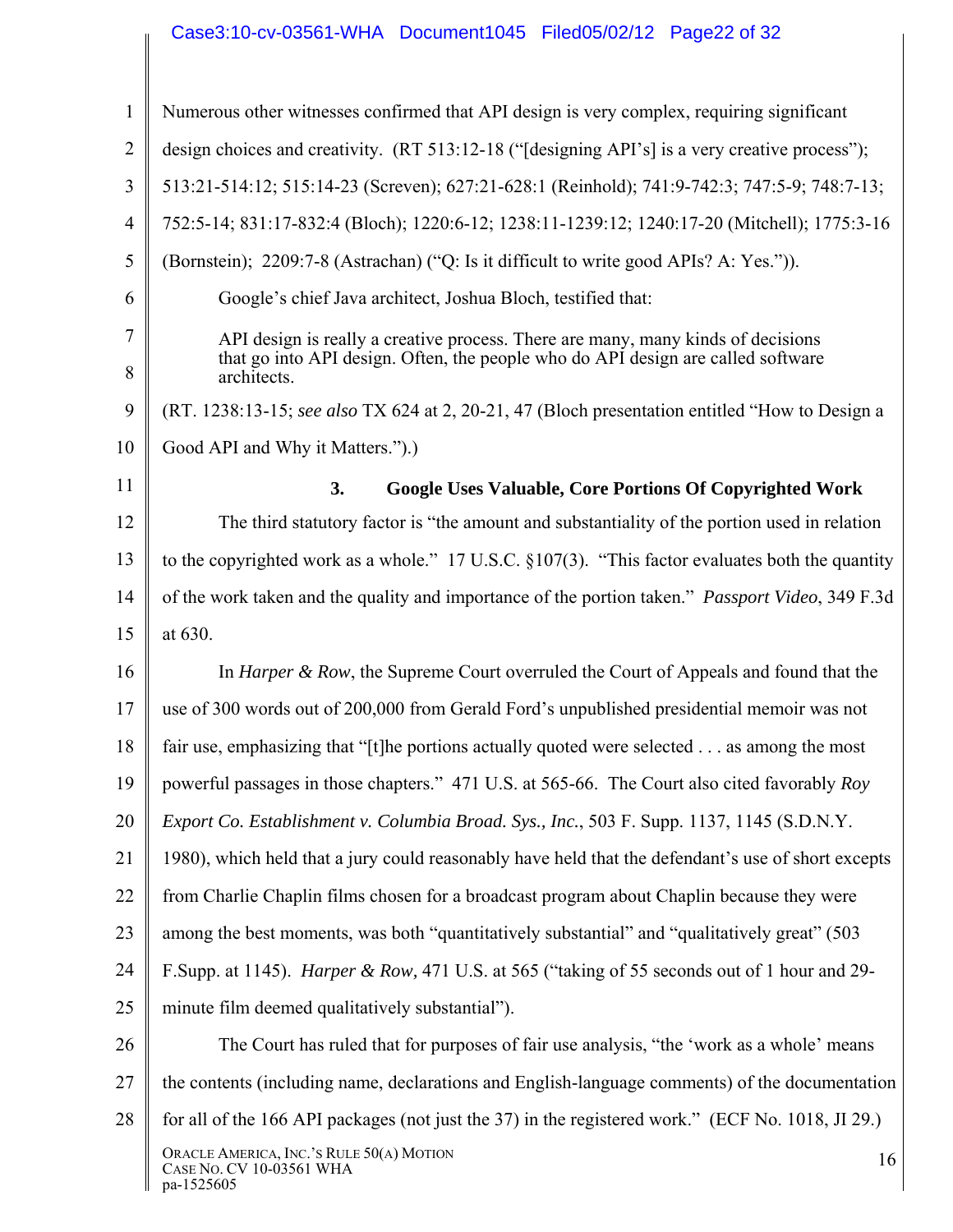Numerous other witnesses confirmed that API design is very complex, requiring significant design choices and creativity. (RT 513:12-18 ("[designing API's] is a very creative process"); 513:21-514:12; 515:14-23 (Screven); 627:21-628:1 (Reinhold); 741:9-742:3; 747:5-9; 748:7-13; 752:5-14; 831:17-832:4 (Bloch); 1220:6-12; 1238:11-1239:12; 1240:17-20 (Mitchell); 1775:3-16 (Bornstein); 2209:7-8 (Astrachan) ("Q: Is it difficult to write good APIs? A: Yes.")).

Google's chief Java architect, Joshua Bloch, testified that:

> API design is really a creative process. There are many, many kinds of decisions that go into API design. Often, the people who do API design are called software architects.

(RT. 1238:13-15; *see also* TX 624 at 2, 20-21, 47 (Bloch presentation entitled "How to Design a Good API and Why it Matters.").)

### 3. Google Uses Valuable, Core Portions Of Copyrighted Work

The third statutory factor is "the amount and substantiality of the portion used in relation to the copyrighted work as a whole." 17 U.S.C. §107(3). "This factor evaluates both the quantity of the work taken and the quality and importance of the portion taken." *Passport Video*, 349 F.3d at 630.

In *Harper & Row*, the Supreme Court overruled the Court of Appeals and found that the use of 300 words out of 200,000 from Gerald Ford's unpublished presidential memoir was not fair use, emphasizing that "[t]he portions actually quoted were selected . . . as among the most powerful passages in those chapters." 471 U.S. at 565-66. The Court also cited favorably *Roy Export Co. Establishment v. Columbia Broad. Sys., Inc.*, 503 F. Supp. 1137, 1145 (S.D.N.Y. 1980), which held that a jury could reasonably have held that the defendant's use of short excepts from Charlie Chaplin films chosen for a broadcast program about Chaplin because they were among the best moments, was both "quantitatively substantial" and "qualitatively great" (503 F.Supp. at 1145). *Harper & Row,* 471 U.S. at 565 ("taking of 55 seconds out of 1 hour and 29-minute film deemed qualitatively substantial").

The Court has ruled that for purposes of fair use analysis, "the 'work as a whole' means the contents (including name, declarations and English-language comments) of the documentation for all of the 166 API packages (not just the 37) in the registered work." (ECF No. 1018, JI 29.)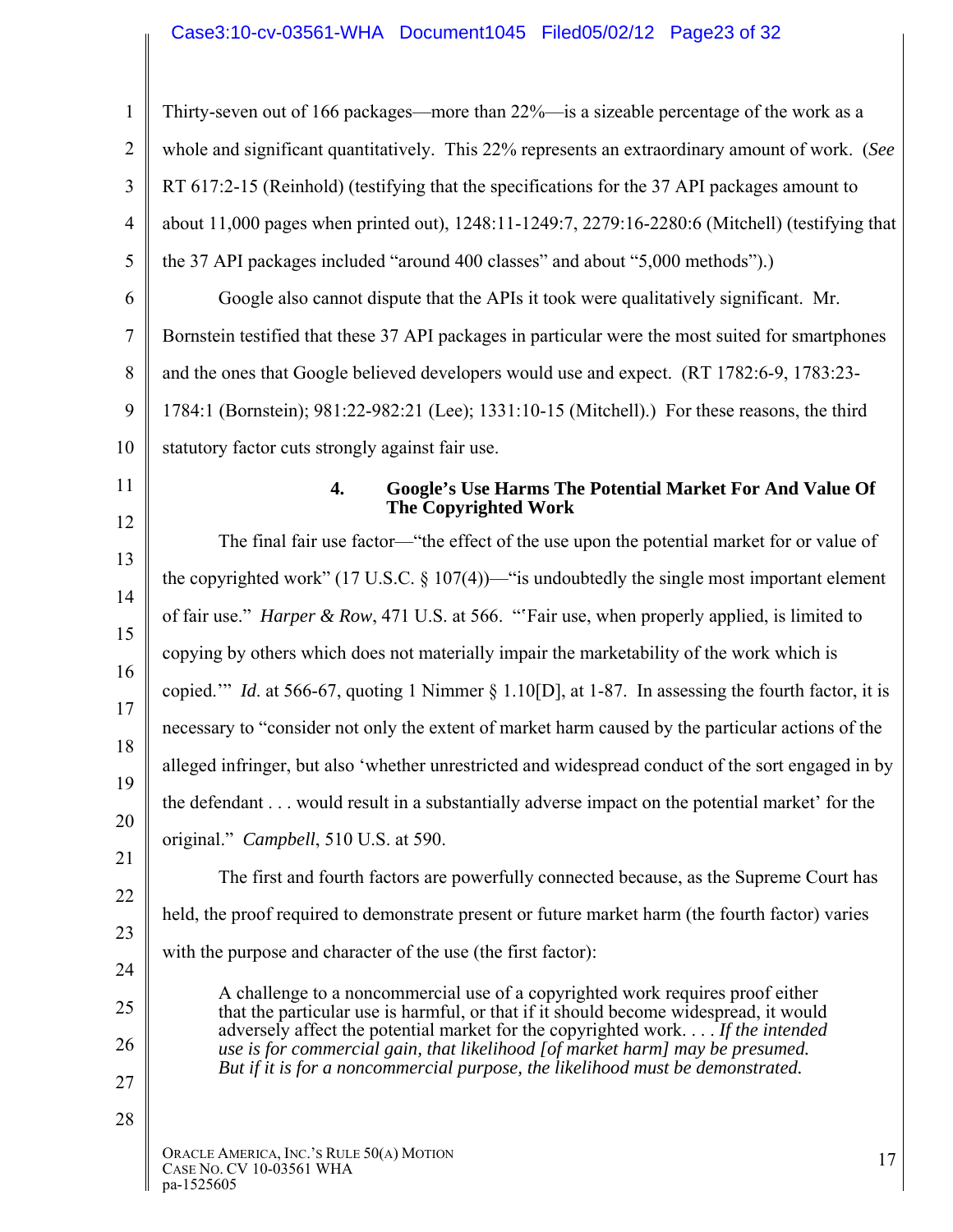Thirty-seven out of 166 packages—more than 22%—is a sizeable percentage of the work as a whole and significant quantitatively. This 22% represents an extraordinary amount of work. (*See* RT 617:2-15 (Reinhold) (testifying that the specifications for the 37 API packages amount to about 11,000 pages when printed out), 1248:11-1249:7, 2279:16-2280:6 (Mitchell) (testifying that the 37 API packages included "around 400 classes" and about "5,000 methods").)

Google also cannot dispute that the APIs it took were qualitatively significant. Mr. Bornstein testified that these 37 API packages in particular were the most suited for smartphones and the ones that Google believed developers would use and expect. (RT 1782:6-9, 1783:23-1784:1 (Bornstein); 981:22-982:21 (Lee); 1331:10-15 (Mitchell).) For these reasons, the third statutory factor cuts strongly against fair use.

#### 4. Google's Use Harms The Potential Market For And Value Of The Copyrighted Work

The final fair use factor—"the effect of the use upon the potential market for or value of the copyrighted work" (17 U.S.C. § 107(4))—"is undoubtedly the single most important element of fair use." *Harper & Row*, 471 U.S. at 566. "'Fair use, when properly applied, is limited to copying by others which does not materially impair the marketability of the work which is copied.'" *Id*. at 566-67, quoting 1 Nimmer § 1.10[D], at 1-87. In assessing the fourth factor, it is necessary to "consider not only the extent of market harm caused by the particular actions of the alleged infringer, but also 'whether unrestricted and widespread conduct of the sort engaged in by the defendant . . . would result in a substantially adverse impact on the potential market' for the original." *Campbell*, 510 U.S. at 590.

The first and fourth factors are powerfully connected because, as the Supreme Court has held, the proof required to demonstrate present or future market harm (the fourth factor) varies with the purpose and character of the use (the first factor):

> A challenge to a noncommercial use of a copyrighted work requires proof either that the particular use is harmful, or that if it should become widespread, it would adversely affect the potential market for the copyrighted work. . . . *If the intended use is for commercial gain, that likelihood [of market harm] may be presumed. But if it is for a noncommercial purpose, the likelihood must be demonstrated.*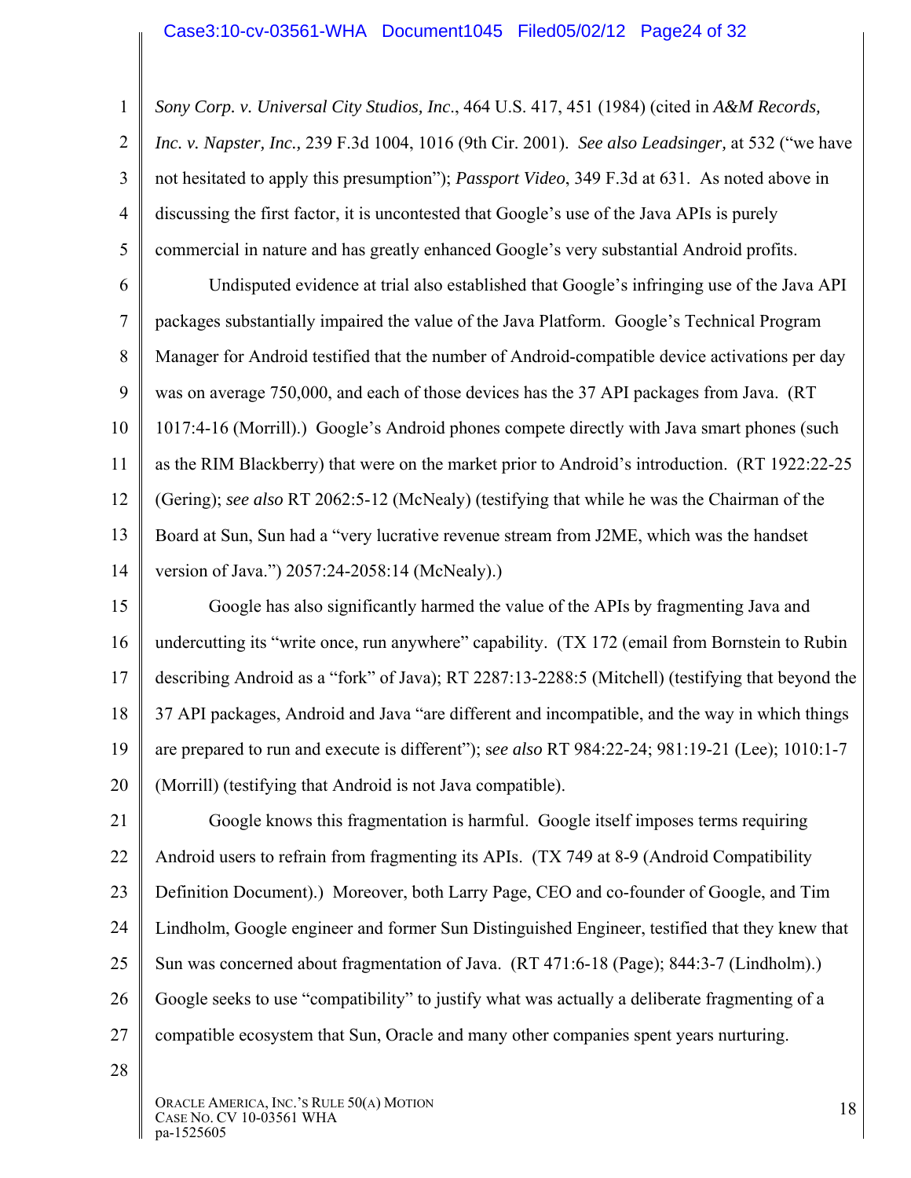*Sony Corp. v. Universal City Studios, Inc*., 464 U.S. 417, 451 (1984) (cited in *A&M Records, Inc. v. Napster, Inc.,* 239 F.3d 1004, 1016 (9th Cir. 2001). *See also Leadsinger,* at 532 ("we have not hesitated to apply this presumption"); *Passport Video*, 349 F.3d at 631. As noted above in discussing the first factor, it is uncontested that Google's use of the Java APIs is purely commercial in nature and has greatly enhanced Google's very substantial Android profits.

Undisputed evidence at trial also established that Google's infringing use of the Java API packages substantially impaired the value of the Java Platform. Google's Technical Program Manager for Android testified that the number of Android-compatible device activations per day was on average 750,000, and each of those devices has the 37 API packages from Java. (RT 1017:4-16 (Morrill).) Google's Android phones compete directly with Java smart phones (such as the RIM Blackberry) that were on the market prior to Android's introduction. (RT 1922:22-25 (Gering); *see also* RT 2062:5-12 (McNealy) (testifying that while he was the Chairman of the Board at Sun, Sun had a "very lucrative revenue stream from J2ME, which was the handset version of Java.") 2057:24-2058:14 (McNealy).)

Google has also significantly harmed the value of the APIs by fragmenting Java and undercutting its "write once, run anywhere" capability. (TX 172 (email from Bornstein to Rubin describing Android as a "fork" of Java); RT 2287:13-2288:5 (Mitchell) (testifying that beyond the 37 API packages, Android and Java "are different and incompatible, and the way in which things are prepared to run and execute is different"); s*ee also* RT 984:22-24; 981:19-21 (Lee); 1010:1-7 (Morrill) (testifying that Android is not Java compatible).

Google knows this fragmentation is harmful. Google itself imposes terms requiring Android users to refrain from fragmenting its APIs. (TX 749 at 8-9 (Android Compatibility Definition Document).) Moreover, both Larry Page, CEO and co-founder of Google, and Tim Lindholm, Google engineer and former Sun Distinguished Engineer, testified that they knew that Sun was concerned about fragmentation of Java. (RT 471:6-18 (Page); 844:3-7 (Lindholm).) Google seeks to use "compatibility" to justify what was actually a deliberate fragmenting of a compatible ecosystem that Sun, Oracle and many other companies spent years nurturing.

ORACLE AMERICA, INC.'S RULE 50(A) MOTION
CASE NO. CV 10-03561 WHA
pa-1525605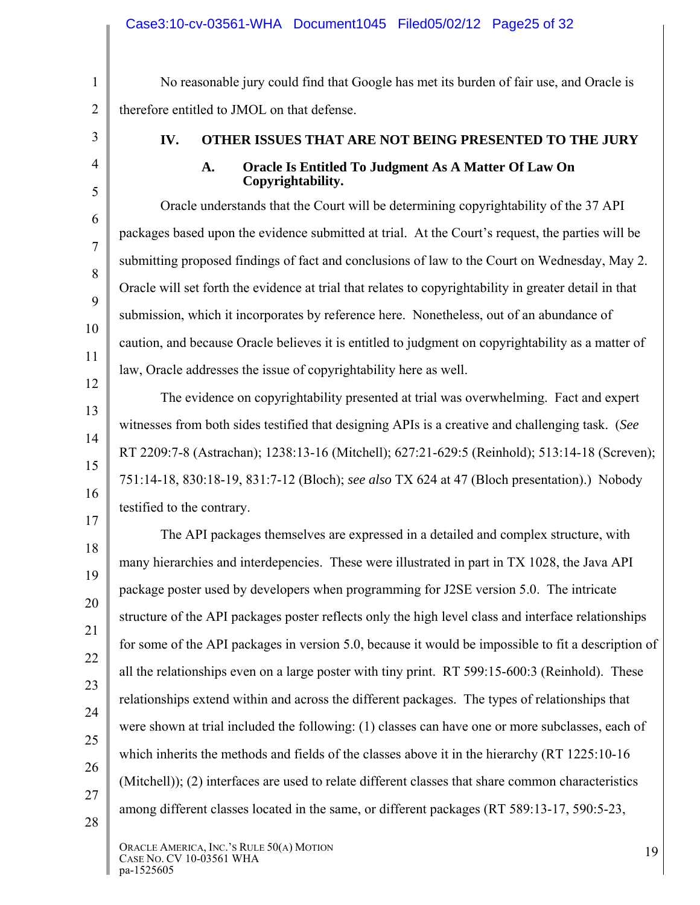No reasonable jury could find that Google has met its burden of fair use, and Oracle is therefore entitled to JMOL on that defense.

## IV. OTHER ISSUES THAT ARE NOT BEING PRESENTED TO THE JURY

### A. Oracle Is Entitled To Judgment As A Matter Of Law On Copyrightability.

Oracle understands that the Court will be determining copyrightability of the 37 API packages based upon the evidence submitted at trial. At the Court's request, the parties will be submitting proposed findings of fact and conclusions of law to the Court on Wednesday, May 2. Oracle will set forth the evidence at trial that relates to copyrightability in greater detail in that submission, which it incorporates by reference here. Nonetheless, out of an abundance of caution, and because Oracle believes it is entitled to judgment on copyrightability as a matter of law, Oracle addresses the issue of copyrightability here as well.

The evidence on copyrightability presented at trial was overwhelming. Fact and expert witnesses from both sides testified that designing APIs is a creative and challenging task. (*See* RT 2209:7-8 (Astrachan); 1238:13-16 (Mitchell); 627:21-629:5 (Reinhold); 513:14-18 (Screven); 751:14-18, 830:18-19, 831:7-12 (Bloch); *see also* TX 624 at 47 (Bloch presentation).) Nobody testified to the contrary.

The API packages themselves are expressed in a detailed and complex structure, with many hierarchies and interdepencies. These were illustrated in part in TX 1028, the Java API package poster used by developers when programming for J2SE version 5.0. The intricate structure of the API packages poster reflects only the high level class and interface relationships for some of the API packages in version 5.0, because it would be impossible to fit a description of all the relationships even on a large poster with tiny print. RT 599:15-600:3 (Reinhold). These relationships extend within and across the different packages. The types of relationships that were shown at trial included the following: (1) classes can have one or more subclasses, each of which inherits the methods and fields of the classes above it in the hierarchy (RT 1225:10-16 (Mitchell)); (2) interfaces are used to relate different classes that share common characteristics among different classes located in the same, or different packages (RT 589:13-17, 590:5-23,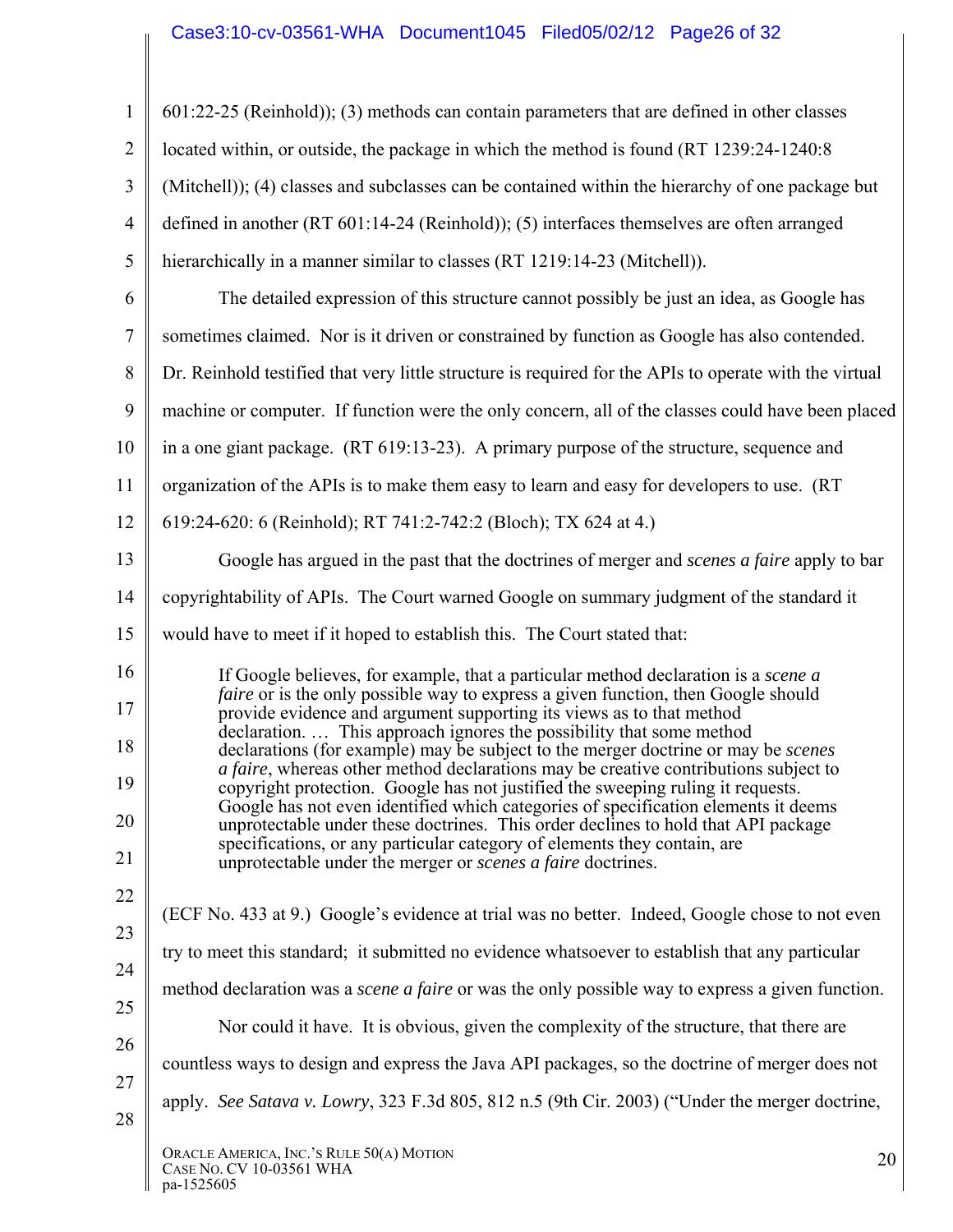601:22-25 (Reinhold)); (3) methods can contain parameters that are defined in other classes located within, or outside, the package in which the method is found (RT 1239:24-1240:8 (Mitchell)); (4) classes and subclasses can be contained within the hierarchy of one package but defined in another (RT 601:14-24 (Reinhold)); (5) interfaces themselves are often arranged hierarchically in a manner similar to classes (RT 1219:14-23 (Mitchell)).

The detailed expression of this structure cannot possibly be just an idea, as Google has sometimes claimed. Nor is it driven or constrained by function as Google has also contended. Dr. Reinhold testified that very little structure is required for the APIs to operate with the virtual machine or computer. If function were the only concern, all of the classes could have been placed in a one giant package. (RT 619:13-23). A primary purpose of the structure, sequence and organization of the APIs is to make them easy to learn and easy for developers to use. (RT 619:24-620: 6 (Reinhold); RT 741:2-742:2 (Bloch); TX 624 at 4.)

Google has argued in the past that the doctrines of merger and *scenes a faire* apply to bar copyrightability of APIs. The Court warned Google on summary judgment of the standard it would have to meet if it hoped to establish this. The Court stated that:

> If Google believes, for example, that a particular method declaration is a *scene a faire* or is the only possible way to express a given function, then Google should provide evidence and argument supporting its views as to that method declaration. … This approach ignores the possibility that some method declarations (for example) may be subject to the merger doctrine or may be *scenes a faire*, whereas other method declarations may be creative contributions subject to copyright protection. Google has not justified the sweeping ruling it requests. Google has not even identified which categories of specification elements it deems unprotectable under these doctrines. This order declines to hold that API package specifications, or any particular category of elements they contain, are unprotectable under the merger or *scenes a faire* doctrines.

(ECF No. 433 at 9.) Google's evidence at trial was no better. Indeed, Google chose to not even try to meet this standard; it submitted no evidence whatsoever to establish that any particular method declaration was a *scene a faire* or was the only possible way to express a given function.

Nor could it have. It is obvious, given the complexity of the structure, that there are countless ways to design and express the Java API packages, so the doctrine of merger does not apply. *See Satava v. Lowry*, 323 F.3d 805, 812 n.5 (9th Cir. 2003) ("Under the merger doctrine,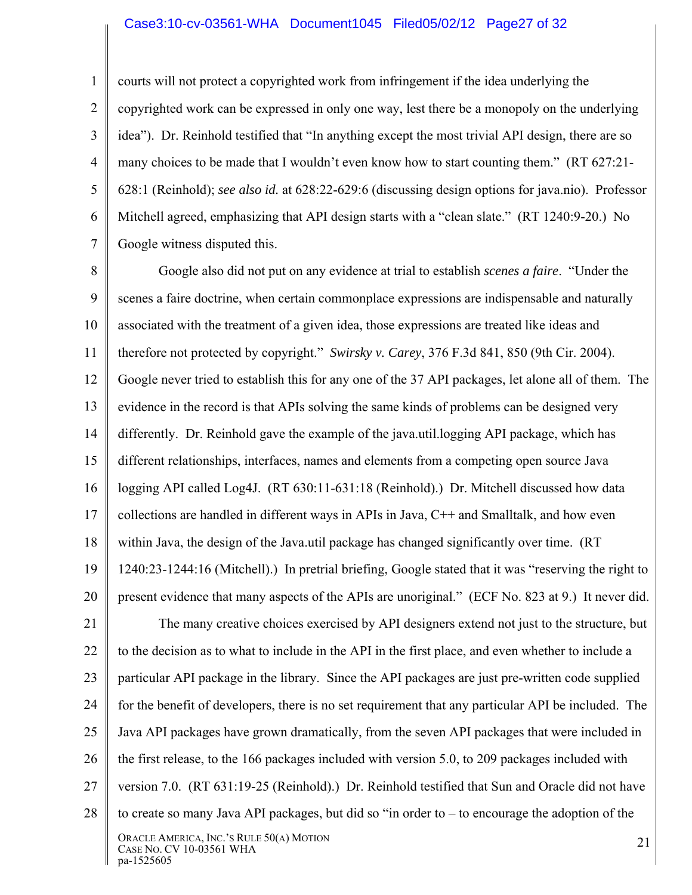courts will not protect a copyrighted work from infringement if the idea underlying the copyrighted work can be expressed in only one way, lest there be a monopoly on the underlying idea"). Dr. Reinhold testified that "In anything except the most trivial API design, there are so many choices to be made that I wouldn't even know how to start counting them." (RT 627:21-628:1 (Reinhold); *see also id.* at 628:22-629:6 (discussing design options for java.nio). Professor Mitchell agreed, emphasizing that API design starts with a "clean slate." (RT 1240:9-20.) No Google witness disputed this.

Google also did not put on any evidence at trial to establish *scenes a faire*. "Under the scenes a faire doctrine, when certain commonplace expressions are indispensable and naturally associated with the treatment of a given idea, those expressions are treated like ideas and therefore not protected by copyright." *Swirsky v. Carey*, 376 F.3d 841, 850 (9th Cir. 2004). Google never tried to establish this for any one of the 37 API packages, let alone all of them. The evidence in the record is that APIs solving the same kinds of problems can be designed very differently. Dr. Reinhold gave the example of the java.util.logging API package, which has different relationships, interfaces, names and elements from a competing open source Java logging API called Log4J. (RT 630:11-631:18 (Reinhold).) Dr. Mitchell discussed how data collections are handled in different ways in APIs in Java, C++ and Smalltalk, and how even within Java, the design of the Java.util package has changed significantly over time. (RT 1240:23-1244:16 (Mitchell).) In pretrial briefing, Google stated that it was "reserving the right to present evidence that many aspects of the APIs are unoriginal." (ECF No. 823 at 9.) It never did.

The many creative choices exercised by API designers extend not just to the structure, but to the decision as to what to include in the API in the first place, and even whether to include a particular API package in the library. Since the API packages are just pre-written code supplied for the benefit of developers, there is no set requirement that any particular API be included. The Java API packages have grown dramatically, from the seven API packages that were included in the first release, to the 166 packages included with version 5.0, to 209 packages included with version 7.0. (RT 631:19-25 (Reinhold).) Dr. Reinhold testified that Sun and Oracle did not have to create so many Java API packages, but did so "in order to – to encourage the adoption of the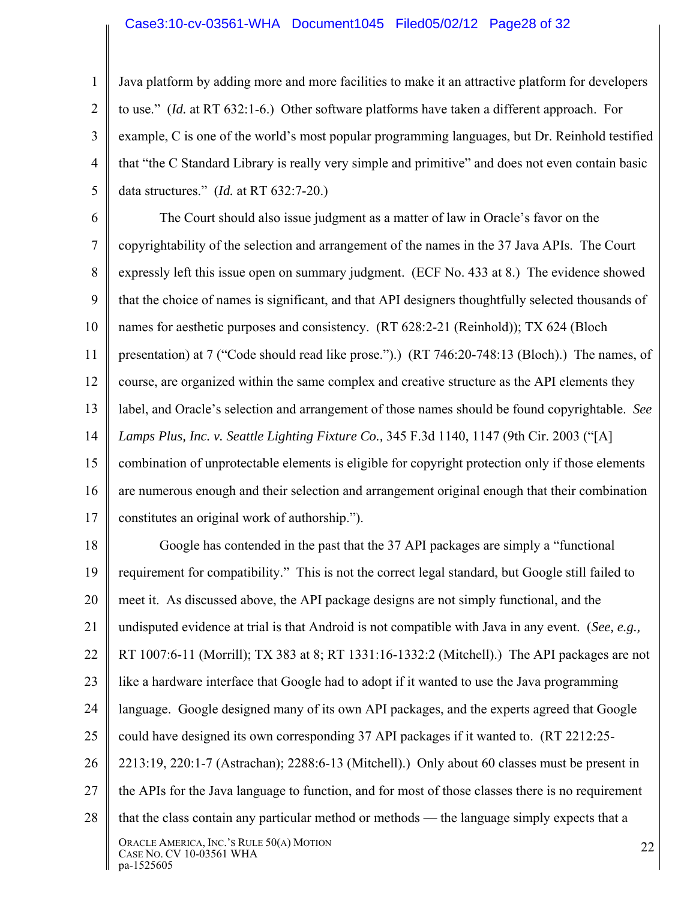Java platform by adding more and more facilities to make it an attractive platform for developers to use." (*Id.* at RT 632:1-6.) Other software platforms have taken a different approach. For example, C is one of the world's most popular programming languages, but Dr. Reinhold testified that "the C Standard Library is really very simple and primitive" and does not even contain basic data structures." (*Id.* at RT 632:7-20.)

The Court should also issue judgment as a matter of law in Oracle's favor on the copyrightability of the selection and arrangement of the names in the 37 Java APIs. The Court expressly left this issue open on summary judgment. (ECF No. 433 at 8.) The evidence showed that the choice of names is significant, and that API designers thoughtfully selected thousands of names for aesthetic purposes and consistency. (RT 628:2-21 (Reinhold)); TX 624 (Bloch presentation) at 7 ("Code should read like prose.").) (RT 746:20-748:13 (Bloch).) The names, of course, are organized within the same complex and creative structure as the API elements they label, and Oracle's selection and arrangement of those names should be found copyrightable. *See Lamps Plus, Inc. v. Seattle Lighting Fixture Co.,* 345 F.3d 1140, 1147 (9th Cir. 2003 ("[A] combination of unprotectable elements is eligible for copyright protection only if those elements are numerous enough and their selection and arrangement original enough that their combination constitutes an original work of authorship.").

Google has contended in the past that the 37 API packages are simply a "functional requirement for compatibility." This is not the correct legal standard, but Google still failed to meet it. As discussed above, the API package designs are not simply functional, and the undisputed evidence at trial is that Android is not compatible with Java in any event. (*See, e.g.,* RT 1007:6-11 (Morrill); TX 383 at 8; RT 1331:16-1332:2 (Mitchell).) The API packages are not like a hardware interface that Google had to adopt if it wanted to use the Java programming language. Google designed many of its own API packages, and the experts agreed that Google could have designed its own corresponding 37 API packages if it wanted to. (RT 2212:25-2213:19, 220:1-7 (Astrachan); 2288:6-13 (Mitchell).) Only about 60 classes must be present in the APIs for the Java language to function, and for most of those classes there is no requirement that the class contain any particular method or methods — the language simply expects that a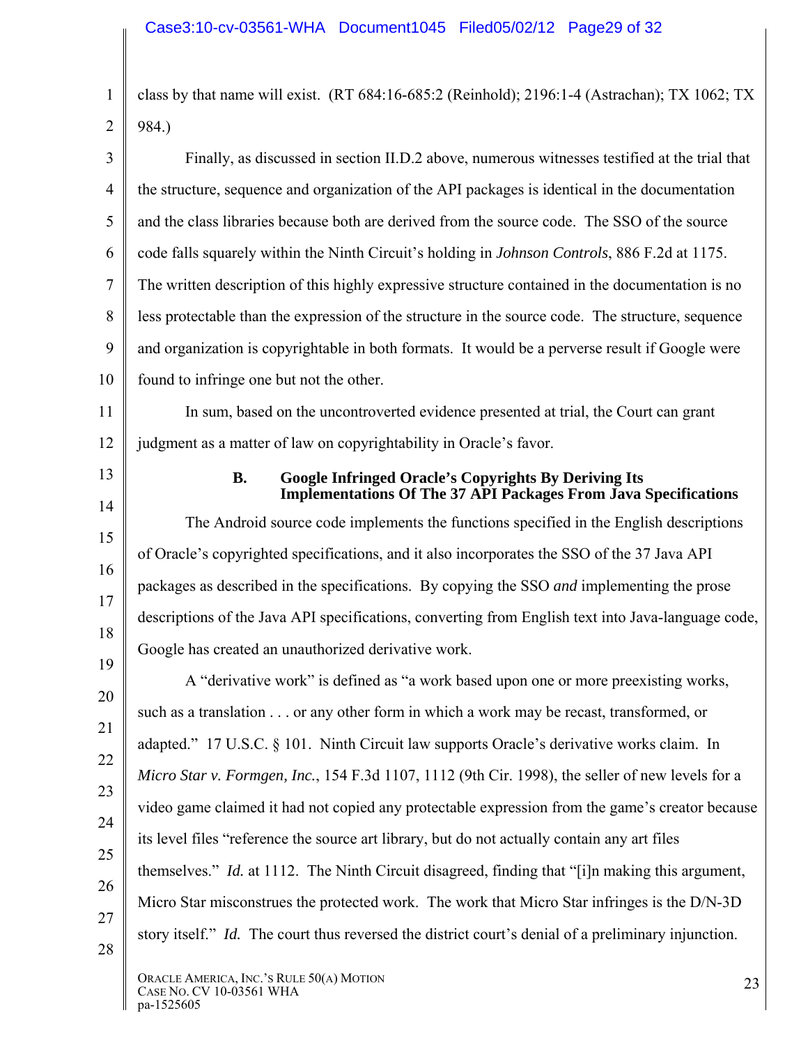class by that name will exist. (RT 684:16-685:2 (Reinhold); 2196:1-4 (Astrachan); TX 1062; TX 984.)

Finally, as discussed in section II.D.2 above, numerous witnesses testified at the trial that the structure, sequence and organization of the API packages is identical in the documentation and the class libraries because both are derived from the source code. The SSO of the source code falls squarely within the Ninth Circuit's holding in *Johnson Controls*, 886 F.2d at 1175. The written description of this highly expressive structure contained in the documentation is no less protectable than the expression of the structure in the source code. The structure, sequence and organization is copyrightable in both formats. It would be a perverse result if Google were found to infringe one but not the other.

In sum, based on the uncontroverted evidence presented at trial, the Court can grant judgment as a matter of law on copyrightability in Oracle's favor.

### B. Google Infringed Oracle's Copyrights By Deriving Its Implementations Of The 37 API Packages From Java Specifications

The Android source code implements the functions specified in the English descriptions of Oracle's copyrighted specifications, and it also incorporates the SSO of the 37 Java API packages as described in the specifications. By copying the SSO *and* implementing the prose descriptions of the Java API specifications, converting from English text into Java-language code, Google has created an unauthorized derivative work.

A "derivative work" is defined as "a work based upon one or more preexisting works, such as a translation . . . or any other form in which a work may be recast, transformed, or adapted." 17 U.S.C. § 101. Ninth Circuit law supports Oracle's derivative works claim. In *Micro Star v. Formgen, Inc.*, 154 F.3d 1107, 1112 (9th Cir. 1998), the seller of new levels for a video game claimed it had not copied any protectable expression from the game's creator because its level files "reference the source art library, but do not actually contain any art files themselves." *Id.* at 1112. The Ninth Circuit disagreed, finding that "[i]n making this argument, Micro Star misconstrues the protected work. The work that Micro Star infringes is the D/N-3D story itself." *Id.* The court thus reversed the district court's denial of a preliminary injunction.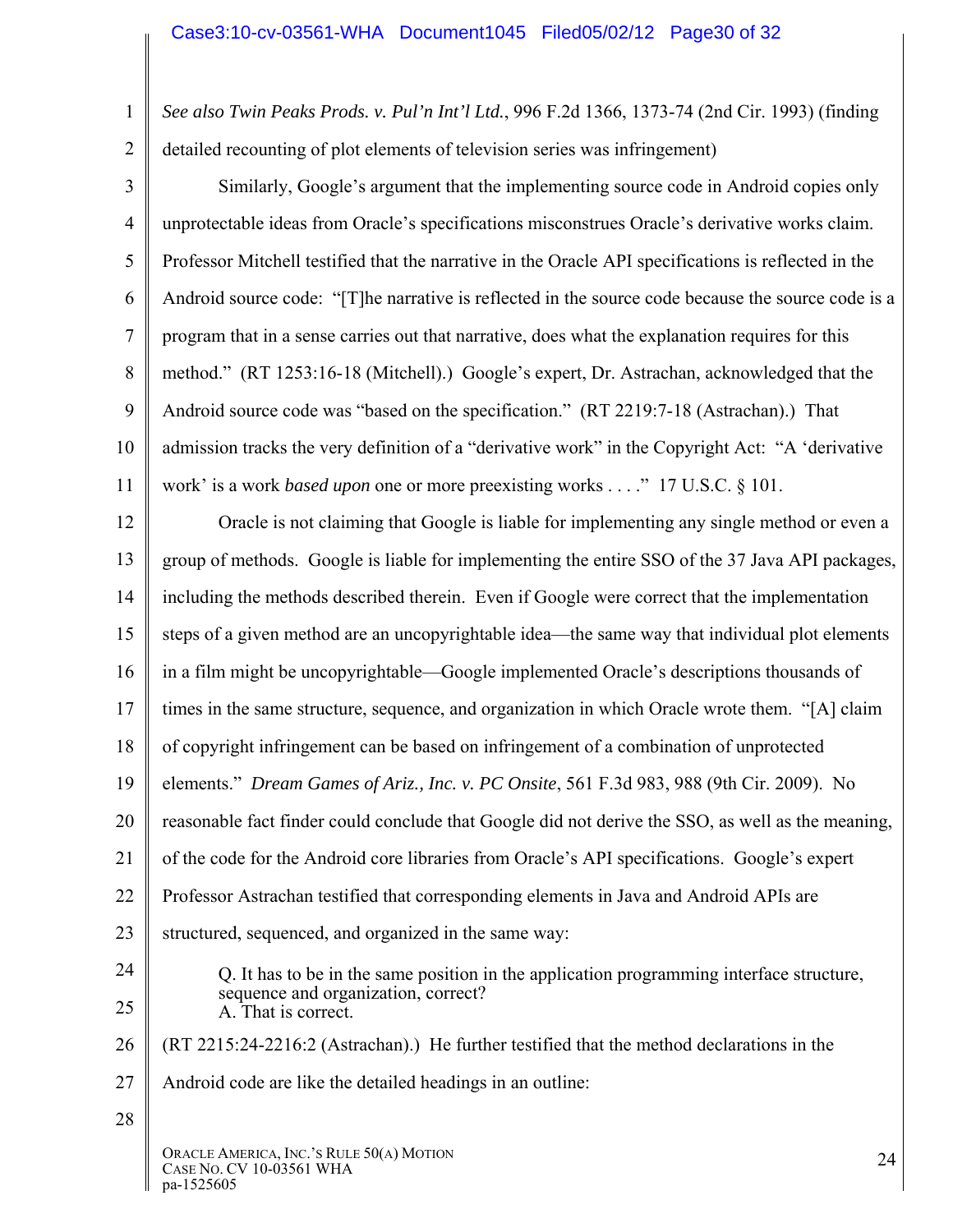*See also Twin Peaks Prods. v. Pul'n Int'l Ltd.*, 996 F.2d 1366, 1373-74 (2nd Cir. 1993) (finding detailed recounting of plot elements of television series was infringement)

Similarly, Google's argument that the implementing source code in Android copies only unprotectable ideas from Oracle's specifications misconstrues Oracle's derivative works claim. Professor Mitchell testified that the narrative in the Oracle API specifications is reflected in the Android source code: "[T]he narrative is reflected in the source code because the source code is a program that in a sense carries out that narrative, does what the explanation requires for this method." (RT 1253:16-18 (Mitchell).) Google's expert, Dr. Astrachan, acknowledged that the Android source code was "based on the specification." (RT 2219:7-18 (Astrachan).) That admission tracks the very definition of a "derivative work" in the Copyright Act: "A 'derivative work' is a work *based upon* one or more preexisting works . . . ." 17 U.S.C. § 101.

Oracle is not claiming that Google is liable for implementing any single method or even a group of methods. Google is liable for implementing the entire SSO of the 37 Java API packages, including the methods described therein. Even if Google were correct that the implementation steps of a given method are an uncopyrightable idea—the same way that individual plot elements in a film might be uncopyrightable—Google implemented Oracle's descriptions thousands of times in the same structure, sequence, and organization in which Oracle wrote them. "[A] claim of copyright infringement can be based on infringement of a combination of unprotected elements." *Dream Games of Ariz., Inc. v. PC Onsite*, 561 F.3d 983, 988 (9th Cir. 2009). No reasonable fact finder could conclude that Google did not derive the SSO, as well as the meaning, of the code for the Android core libraries from Oracle's API specifications. Google's expert Professor Astrachan testified that corresponding elements in Java and Android APIs are structured, sequenced, and organized in the same way:

> Q. It has to be in the same position in the application programming interface structure, sequence and organization, correct?
> A. That is correct.

(RT 2215:24-2216:2 (Astrachan).) He further testified that the method declarations in the Android code are like the detailed headings in an outline:

ORACLE AMERICA, INC.'S RULE 50(A) MOTION
CASE NO. CV 10-03561 WHA
pa-1525605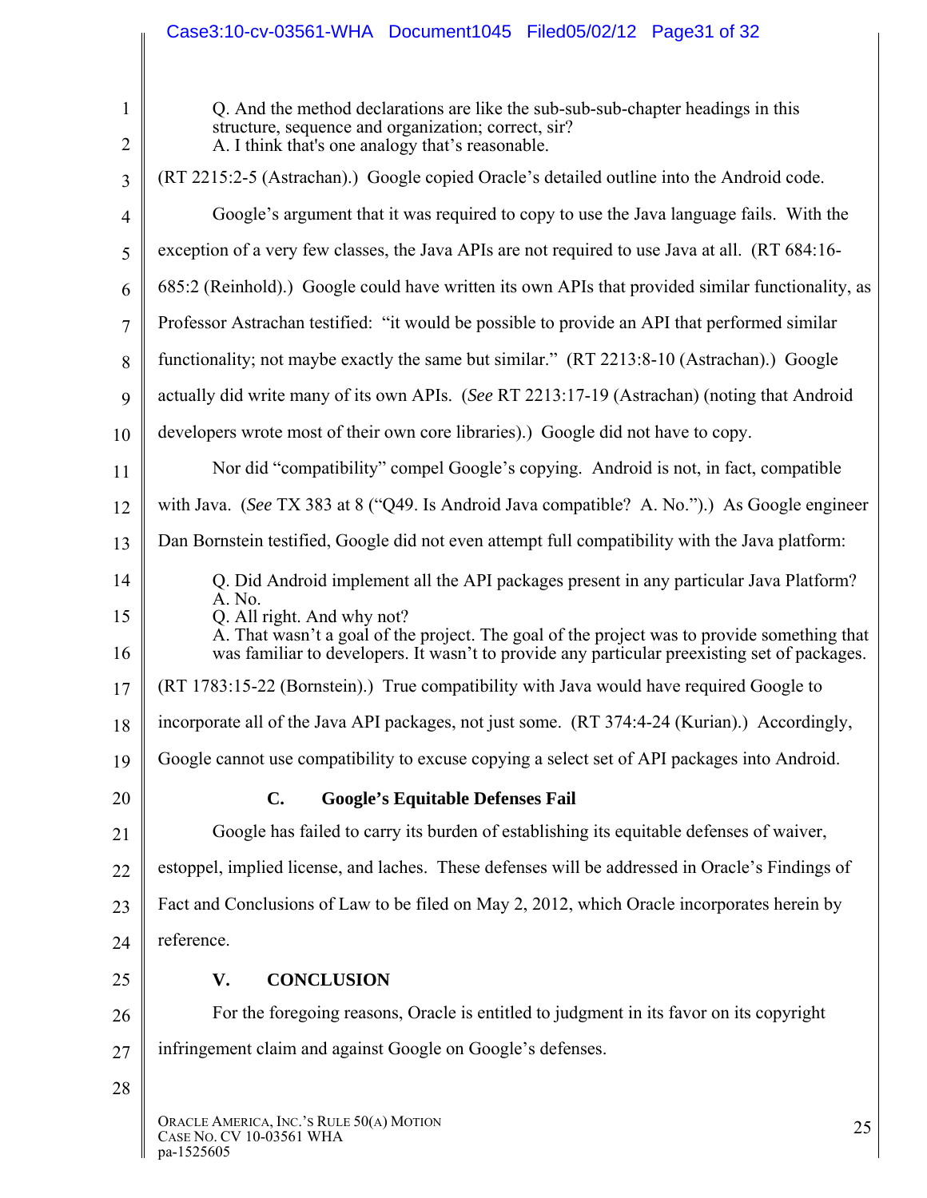Q. And the method declarations are like the sub-sub-sub-chapter headings in this structure, sequence and organization; correct, sir?
A. I think that's one analogy that's reasonable.

(RT 2215:2-5 (Astrachan).) Google copied Oracle's detailed outline into the Android code.

Google's argument that it was required to copy to use the Java language fails. With the exception of a very few classes, the Java APIs are not required to use Java at all. (RT 684:16-685:2 (Reinhold).) Google could have written its own APIs that provided similar functionality, as Professor Astrachan testified: "it would be possible to provide an API that performed similar functionality; not maybe exactly the same but similar." (RT 2213:8-10 (Astrachan).) Google actually did write many of its own APIs. (*See* RT 2213:17-19 (Astrachan) (noting that Android developers wrote most of their own core libraries).) Google did not have to copy.

Nor did "compatibility" compel Google's copying. Android is not, in fact, compatible with Java. (*See* TX 383 at 8 ("Q49. Is Android Java compatible? A. No.").) As Google engineer Dan Bornstein testified, Google did not even attempt full compatibility with the Java platform:

Q. Did Android implement all the API packages present in any particular Java Platform?
A. No.
Q. All right. And why not?
A. That wasn't a goal of the project. The goal of the project was to provide something that was familiar to developers. It wasn't to provide any particular preexisting set of packages.

(RT 1783:15-22 (Bornstein).) True compatibility with Java would have required Google to incorporate all of the Java API packages, not just some. (RT 374:4-24 (Kurian).) Accordingly, Google cannot use compatibility to excuse copying a select set of API packages into Android.

### C. Google's Equitable Defenses Fail

Google has failed to carry its burden of establishing its equitable defenses of waiver, estoppel, implied license, and laches. These defenses will be addressed in Oracle's Findings of Fact and Conclusions of Law to be filed on May 2, 2012, which Oracle incorporates herein by reference.

## V. CONCLUSION

For the foregoing reasons, Oracle is entitled to judgment in its favor on its copyright infringement claim and against Google on Google's defenses.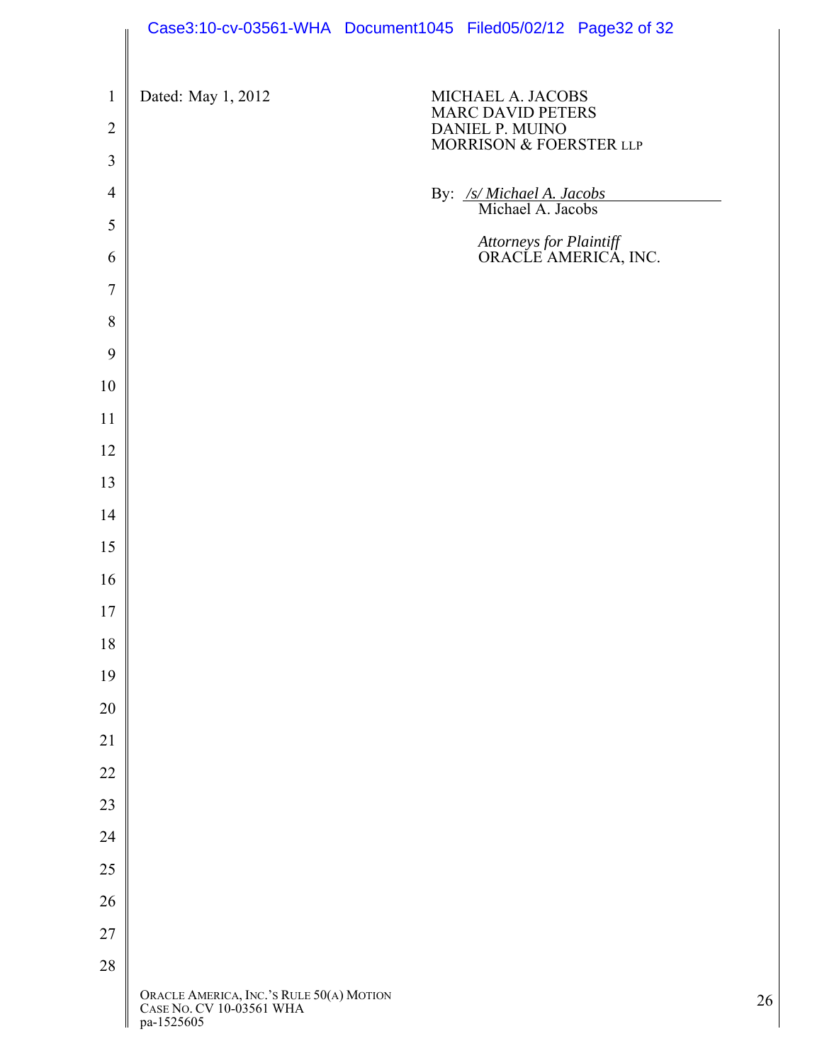Dated: May 1, 2012

MICHAEL A. JACOBS
MARC DAVID PETERS
DANIEL P. MUINO
MORRISON & FOERSTER LLP

By: */s/ Michael A. Jacobs*
Michael A. Jacobs

*Attorneys for Plaintiff*
ORACLE AMERICA, INC.